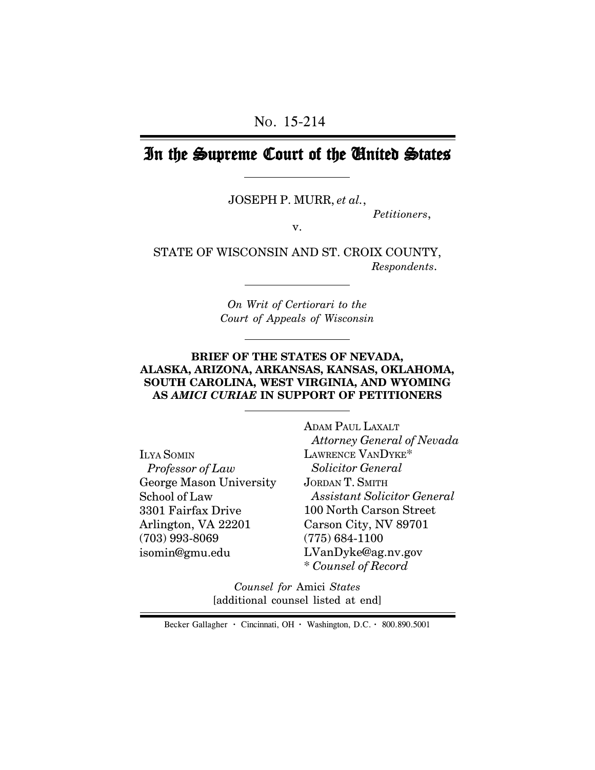No. 15-214

# In the Supreme Court of the United States

JOSEPH P. MURR, *et al.*,
*Petitioners*,

v.

STATE OF WISCONSIN AND ST. CROIX COUNTY,
*Respondents*.

*On Writ of Certiorari to the Court of Appeals of Wisconsin*

**BRIEF OF THE STATES OF NEVADA, ALASKA, ARIZONA, ARKANSAS, KANSAS, OKLAHOMA, SOUTH CAROLINA, WEST VIRGINIA, AND WYOMING AS *AMICI CURIAE* IN SUPPORT OF PETITIONERS**

ILYA SOMIN
*Professor of Law*
George Mason University School of Law
3301 Fairfax Drive
Arlington, VA 22201
(703) 993-8069
isomin@gmu.edu

ADAM PAUL LAXALT
*Attorney General of Nevada*
LAWRENCE VANDYKE*
*Solicitor General*
JORDAN T. SMITH
*Assistant Solicitor General*
100 North Carson Street
Carson City, NV 89701
(775) 684-1100
LVanDyke@ag.nv.gov
\* *Counsel of Record*

*Counsel for* Amici *States*
[additional counsel listed at end]

Becker Gallagher · Cincinnati, OH · Washington, D.C. · 800.890.5001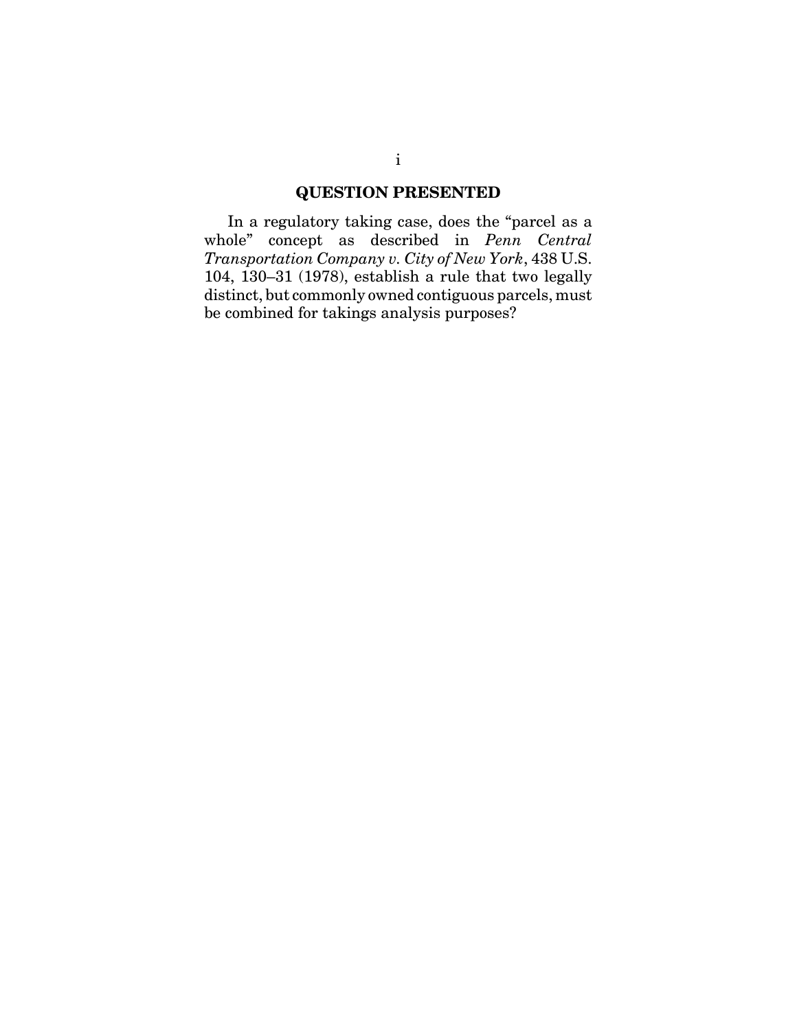## QUESTION PRESENTED

In a regulatory taking case, does the "parcel as a whole" concept as described in *Penn Central Transportation Company v. City of New York*, 438 U.S. 104, 130–31 (1978), establish a rule that two legally distinct, but commonly owned contiguous parcels, must be combined for takings analysis purposes?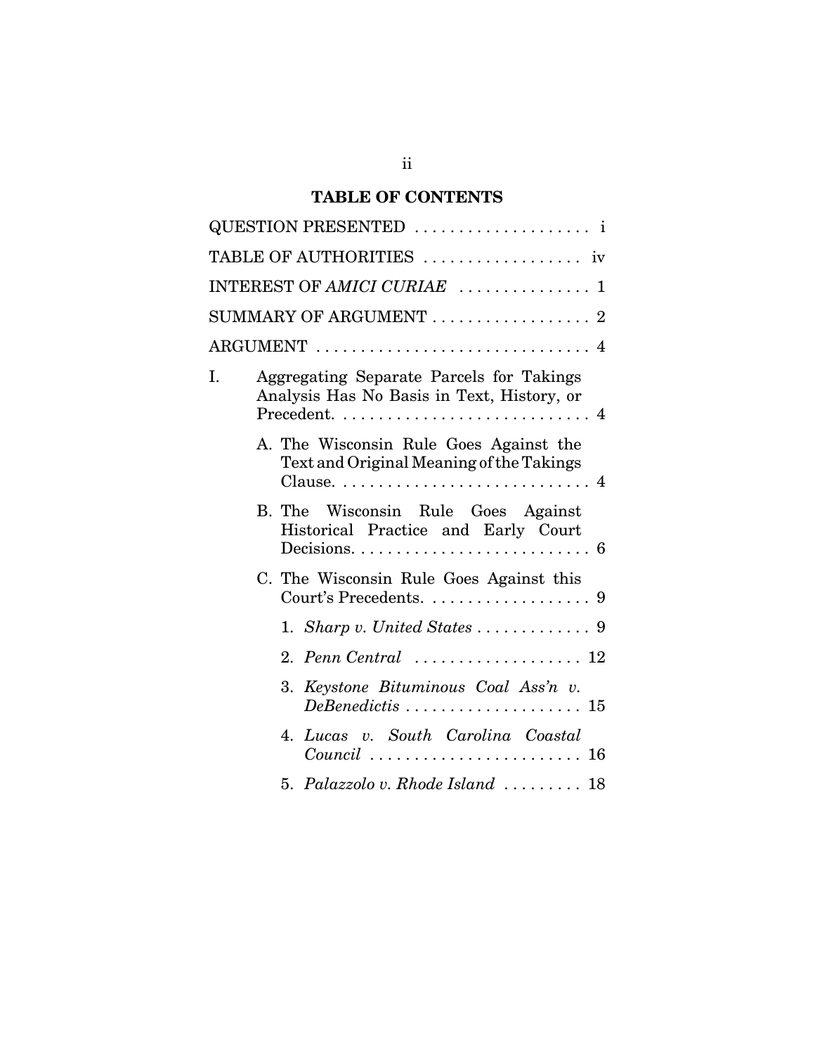## TABLE OF CONTENTS

QUESTION PRESENTED . . . . . . . . . . . . . . . . . . . i

TABLE OF AUTHORITIES . . . . . . . . . . . . . . . . . iv

INTEREST OF *AMICI CURIAE* . . . . . . . . . . . . . . 1

SUMMARY OF ARGUMENT . . . . . . . . . . . . . . . . . 2

ARGUMENT . . . . . . . . . . . . . . . . . . . . . . . . . . . . . . 4

I. Aggregating Separate Parcels for Takings Analysis Has No Basis in Text, History, or Precedent. . . . . . . . . . . . . . . . . . . . . . . . . . . . 4

   A. The Wisconsin Rule Goes Against the Text and Original Meaning of the Takings Clause. . . . . . . . . . . . . . . . . . . . . . . . . . . . 4

   B. The Wisconsin Rule Goes Against Historical Practice and Early Court Decisions. . . . . . . . . . . . . . . . . . . . . . . . . . 6

   C. The Wisconsin Rule Goes Against this Court's Precedents. . . . . . . . . . . . . . . . . . 9

      1. *Sharp v. United States* . . . . . . . . . . . . . 9

      2. *Penn Central* . . . . . . . . . . . . . . . . . . . 12

      3. *Keystone Bituminous Coal Ass'n v. DeBenedictis* . . . . . . . . . . . . . . . . . . . . 15

      4. *Lucas v. South Carolina Coastal Council* . . . . . . . . . . . . . . . . . . . . . . . . 16

      5. *Palazzolo v. Rhode Island* . . . . . . . . . 18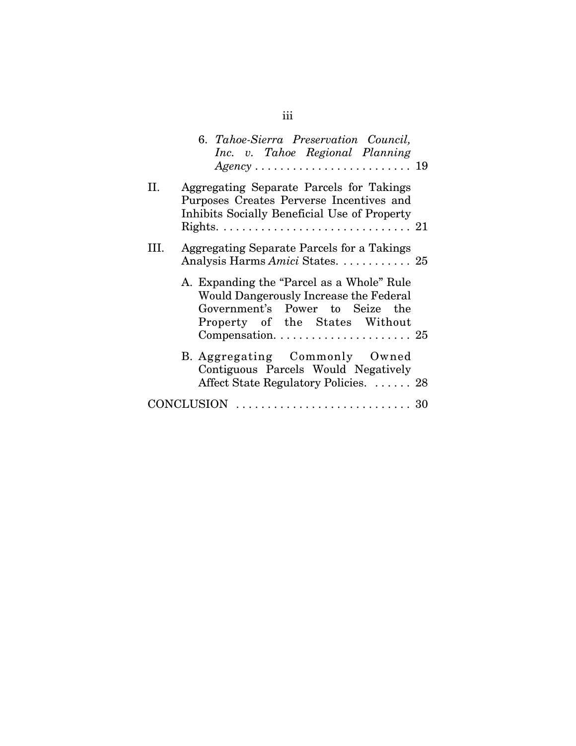6. *Tahoe-Sierra Preservation Council, Inc. v. Tahoe Regional Planning Agency* . . . . . . . . . . . . . . . . . . . . . . . . . 19

II. Aggregating Separate Parcels for Takings Purposes Creates Perverse Incentives and Inhibits Socially Beneficial Use of Property Rights. . . . . . . . . . . . . . . . . . . . . . . . . . . . . . 21

III. Aggregating Separate Parcels for a Takings Analysis Harms *Amici* States. . . . . . . . . . . . 25

A. Expanding the "Parcel as a Whole" Rule Would Dangerously Increase the Federal Government's Power to Seize the Property of the States Without Compensation. . . . . . . . . . . . . . . . . . . . . 25

B. Aggregating Commonly Owned Contiguous Parcels Would Negatively Affect State Regulatory Policies. . . . . . . 28

CONCLUSION . . . . . . . . . . . . . . . . . . . . . . . . . . . 30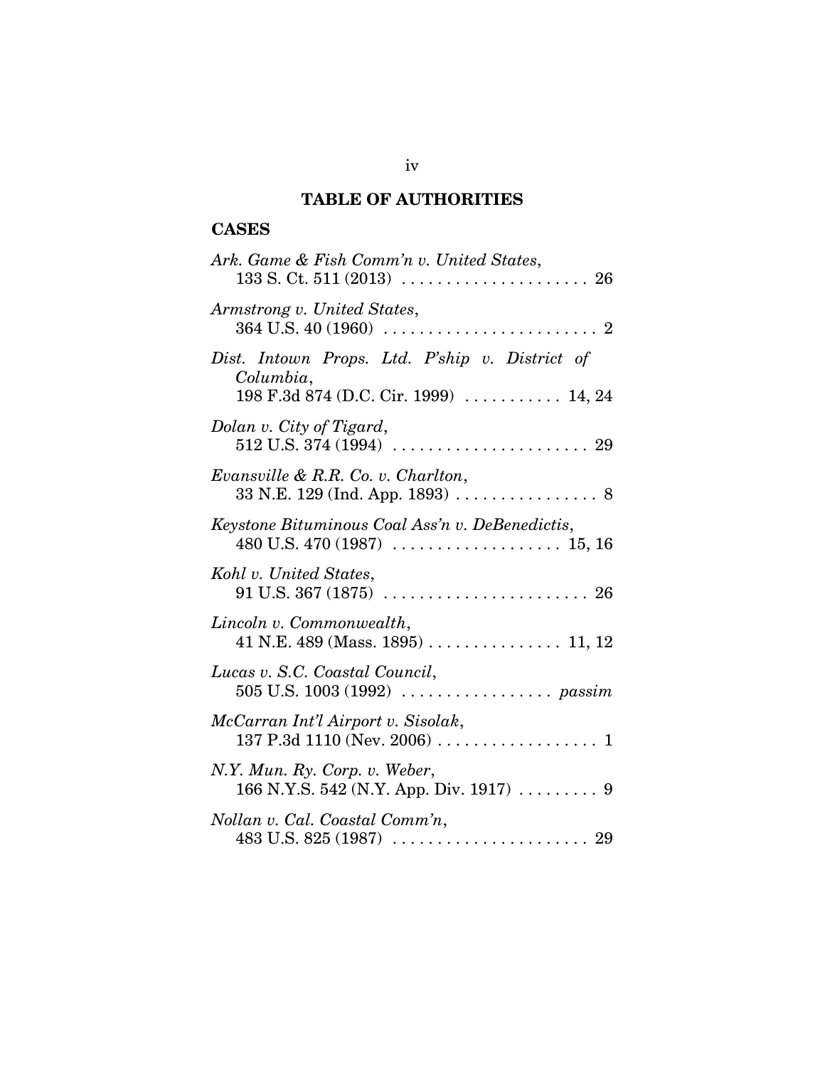# TABLE OF AUTHORITIES

## CASES

*Ark. Game & Fish Comm'n v. United States*, 133 S. Ct. 511 (2013) . . . . . . . . . . . . . . . . . . . . . 26

*Armstrong v. United States*, 364 U.S. 40 (1960) . . . . . . . . . . . . . . . . . . . . . . . . 2

*Dist. Intown Props. Ltd. P'ship v. District of Columbia*, 198 F.3d 874 (D.C. Cir. 1999) . . . . . . . . . . . 14, 24

*Dolan v. City of Tigard*, 512 U.S. 374 (1994) . . . . . . . . . . . . . . . . . . . . . . 29

*Evansville & R.R. Co. v. Charlton*, 33 N.E. 129 (Ind. App. 1893) . . . . . . . . . . . . . . . . 8

*Keystone Bituminous Coal Ass'n v. DeBenedictis*, 480 U.S. 470 (1987) . . . . . . . . . . . . . . . . . . . 15, 16

*Kohl v. United States*, 91 U.S. 367 (1875) . . . . . . . . . . . . . . . . . . . . . . . 26

*Lincoln v. Commonwealth*, 41 N.E. 489 (Mass. 1895) . . . . . . . . . . . . . . . 11, 12

*Lucas v. S.C. Coastal Council*, 505 U.S. 1003 (1992) . . . . . . . . . . . . . . . . . *passim*

*McCarran Int'l Airport v. Sisolak*, 137 P.3d 1110 (Nev. 2006) . . . . . . . . . . . . . . . . . . 1

*N.Y. Mun. Ry. Corp. v. Weber*, 166 N.Y.S. 542 (N.Y. App. Div. 1917) . . . . . . . . . 9

*Nollan v. Cal. Coastal Comm'n*, 483 U.S. 825 (1987) . . . . . . . . . . . . . . . . . . . . . . 29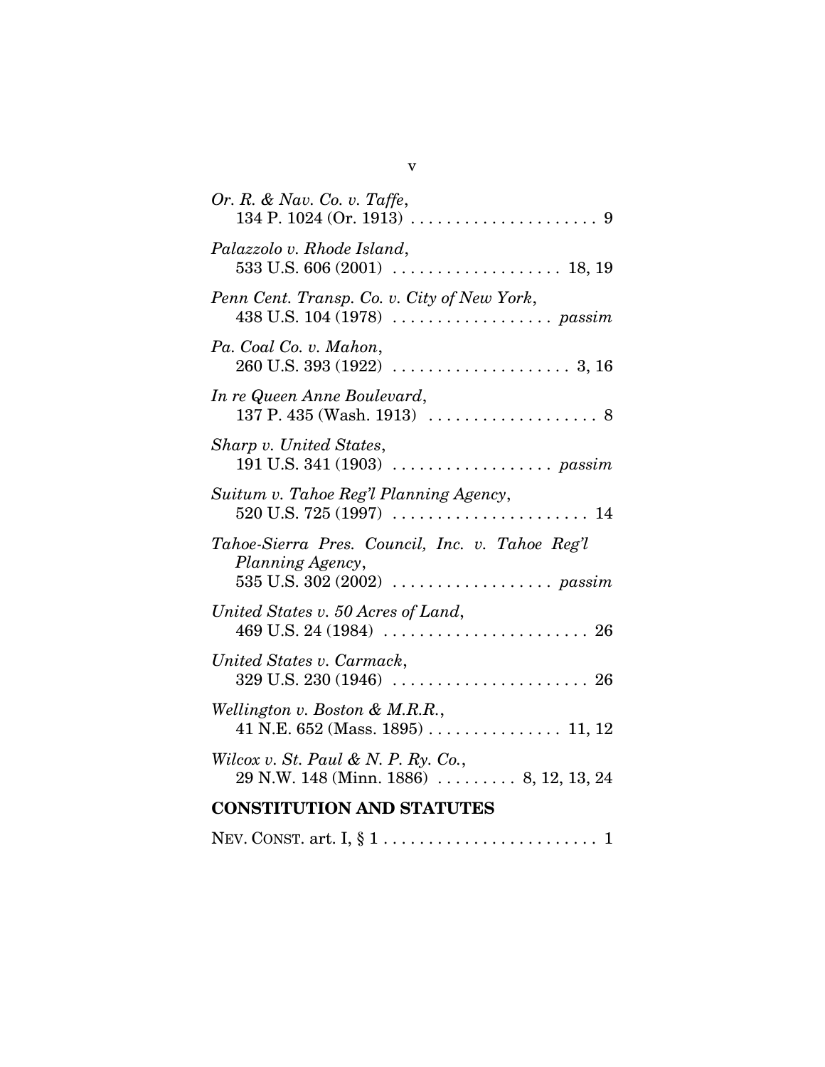*Or. R. & Nav. Co. v. Taffe*,
134 P. 1024 (Or. 1913) . . . . . . . . . . . . . . . . . . . . . 9

*Palazzolo v. Rhode Island*,
533 U.S. 606 (2001) . . . . . . . . . . . . . . . . . . . 18, 19

*Penn Cent. Transp. Co. v. City of New York*,
438 U.S. 104 (1978) . . . . . . . . . . . . . . . . . . *passim*

*Pa. Coal Co. v. Mahon*,
260 U.S. 393 (1922) . . . . . . . . . . . . . . . . . . . . 3, 16

*In re Queen Anne Boulevard*,
137 P. 435 (Wash. 1913) . . . . . . . . . . . . . . . . . . . 8

*Sharp v. United States*,
191 U.S. 341 (1903) . . . . . . . . . . . . . . . . . . *passim*

*Suitum v. Tahoe Reg'l Planning Agency*,
520 U.S. 725 (1997) . . . . . . . . . . . . . . . . . . . . . . 14

*Tahoe-Sierra Pres. Council, Inc. v. Tahoe Reg'l Planning Agency*,
535 U.S. 302 (2002) . . . . . . . . . . . . . . . . . . *passim*

*United States v. 50 Acres of Land*,
469 U.S. 24 (1984) . . . . . . . . . . . . . . . . . . . . . . . 26

*United States v. Carmack*,
329 U.S. 230 (1946) . . . . . . . . . . . . . . . . . . . . . . 26

*Wellington v. Boston & M.R.R.*,
41 N.E. 652 (Mass. 1895) . . . . . . . . . . . . . . . 11, 12

*Wilcox v. St. Paul & N. P. Ry. Co.*,
29 N.W. 148 (Minn. 1886) . . . . . . . . . 8, 12, 13, 24

**CONSTITUTION AND STATUTES**

NEV. CONST. art. I, § 1 . . . . . . . . . . . . . . . . . . . . . . . . 1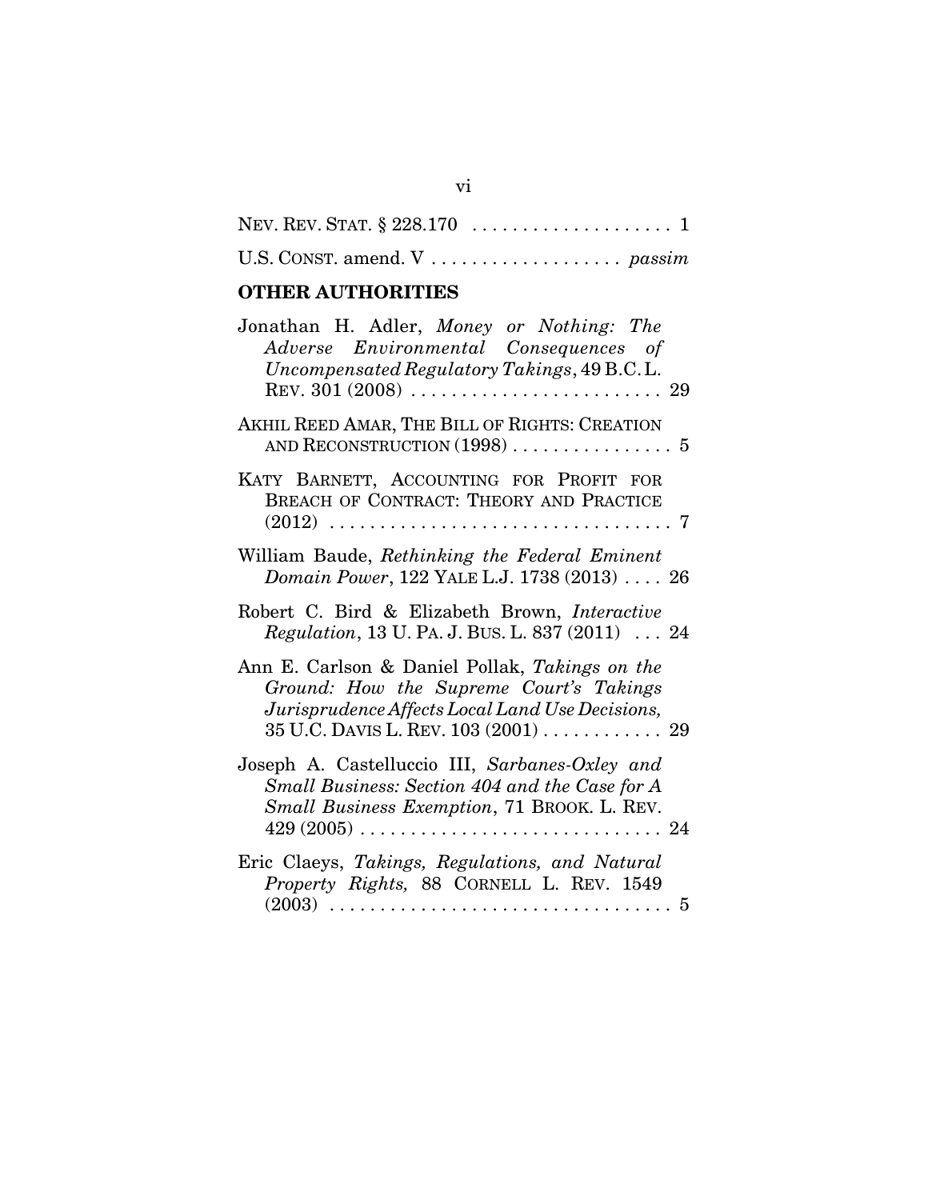NEV. REV. STAT. § 228.170 .................... 1

U.S. CONST. amend. V .................. *passim*

## OTHER AUTHORITIES

Jonathan H. Adler, *Money or Nothing: The Adverse Environmental Consequences of Uncompensated Regulatory Takings*, 49 B.C. L. REV. 301 (2008) ......................... 29

AKHIL REED AMAR, THE BILL OF RIGHTS: CREATION AND RECONSTRUCTION (1998) ................ 5

KATY BARNETT, ACCOUNTING FOR PROFIT FOR BREACH OF CONTRACT: THEORY AND PRACTICE (2012) ................................. 7

William Baude, *Rethinking the Federal Eminent Domain Power*, 122 YALE L.J. 1738 (2013) .... 26

Robert C. Bird & Elizabeth Brown, *Interactive Regulation*, 13 U. PA. J. BUS. L. 837 (2011) ... 24

Ann E. Carlson & Daniel Pollak, *Takings on the Ground: How the Supreme Court's Takings Jurisprudence Affects Local Land Use Decisions,* 35 U.C. DAVIS L. REV. 103 (2001) ............ 29

Joseph A. Castelluccio III, *Sarbanes-Oxley and Small Business: Section 404 and the Case for A Small Business Exemption*, 71 BROOK. L. REV. 429 (2005) .............................. 24

Eric Claeys, *Takings, Regulations, and Natural Property Rights,* 88 CORNELL L. REV. 1549 (2003) ................................. 5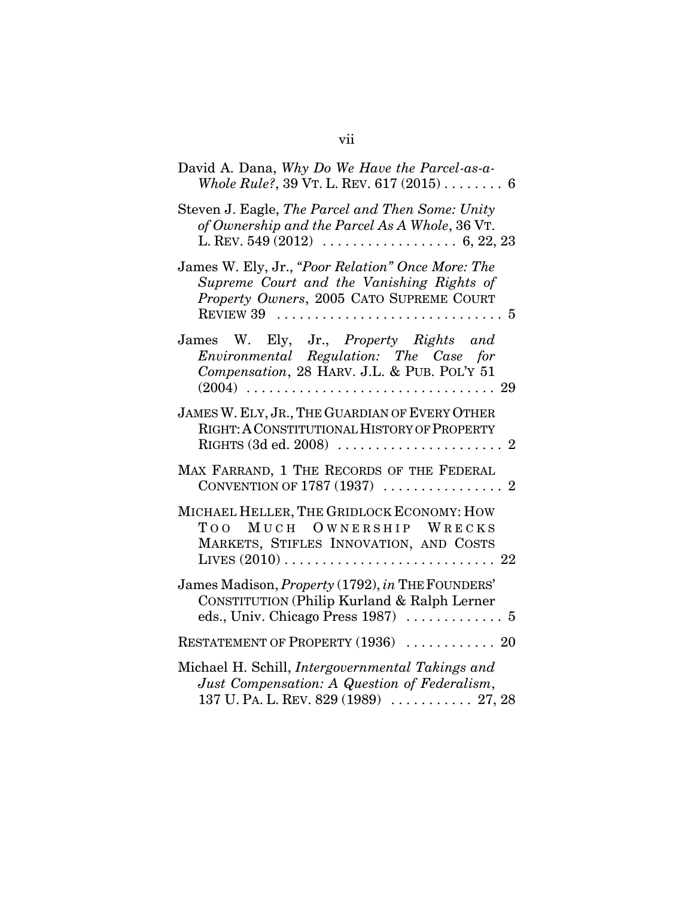David A. Dana, *Why Do We Have the Parcel-as-a-Whole Rule?*, 39 VT. L. REV. 617 (2015) . . . . . . . . 6

Steven J. Eagle, *The Parcel and Then Some: Unity of Ownership and the Parcel As A Whole*, 36 VT. L. REV. 549 (2012) . . . . . . . . . . . . . . . . . . 6, 22, 23

James W. Ely, Jr., *"Poor Relation" Once More: The Supreme Court and the Vanishing Rights of Property Owners*, 2005 CATO SUPREME COURT REVIEW 39 . . . . . . . . . . . . . . . . . . . . . . . . . . . . . . 5

James W. Ely, Jr., *Property Rights and Environmental Regulation: The Case for Compensation*, 28 HARV. J.L. & PUB. POL'Y 51 (2004) . . . . . . . . . . . . . . . . . . . . . . . . . . . . . . . . . 29

JAMES W. ELY, JR., THE GUARDIAN OF EVERY OTHER RIGHT: A CONSTITUTIONAL HISTORY OF PROPERTY RIGHTS (3d ed. 2008) . . . . . . . . . . . . . . . . . . . . . . 2

MAX FARRAND, 1 THE RECORDS OF THE FEDERAL CONVENTION OF 1787 (1937) . . . . . . . . . . . . . . . . 2

MICHAEL HELLER, THE GRIDLOCK ECONOMY: HOW TOO MUCH OWNERSHIP WRECKS MARKETS, STIFLES INNOVATION, AND COSTS LIVES (2010) . . . . . . . . . . . . . . . . . . . . . . . . . . . . 22

James Madison, *Property* (1792), *in* THE FOUNDERS' CONSTITUTION (Philip Kurland & Ralph Lerner eds., Univ. Chicago Press 1987) . . . . . . . . . . . . . 5

RESTATEMENT OF PROPERTY (1936) . . . . . . . . . . . . 20

Michael H. Schill, *Intergovernmental Takings and Just Compensation: A Question of Federalism*, 137 U. PA. L. REV. 829 (1989) . . . . . . . . . . . 27, 28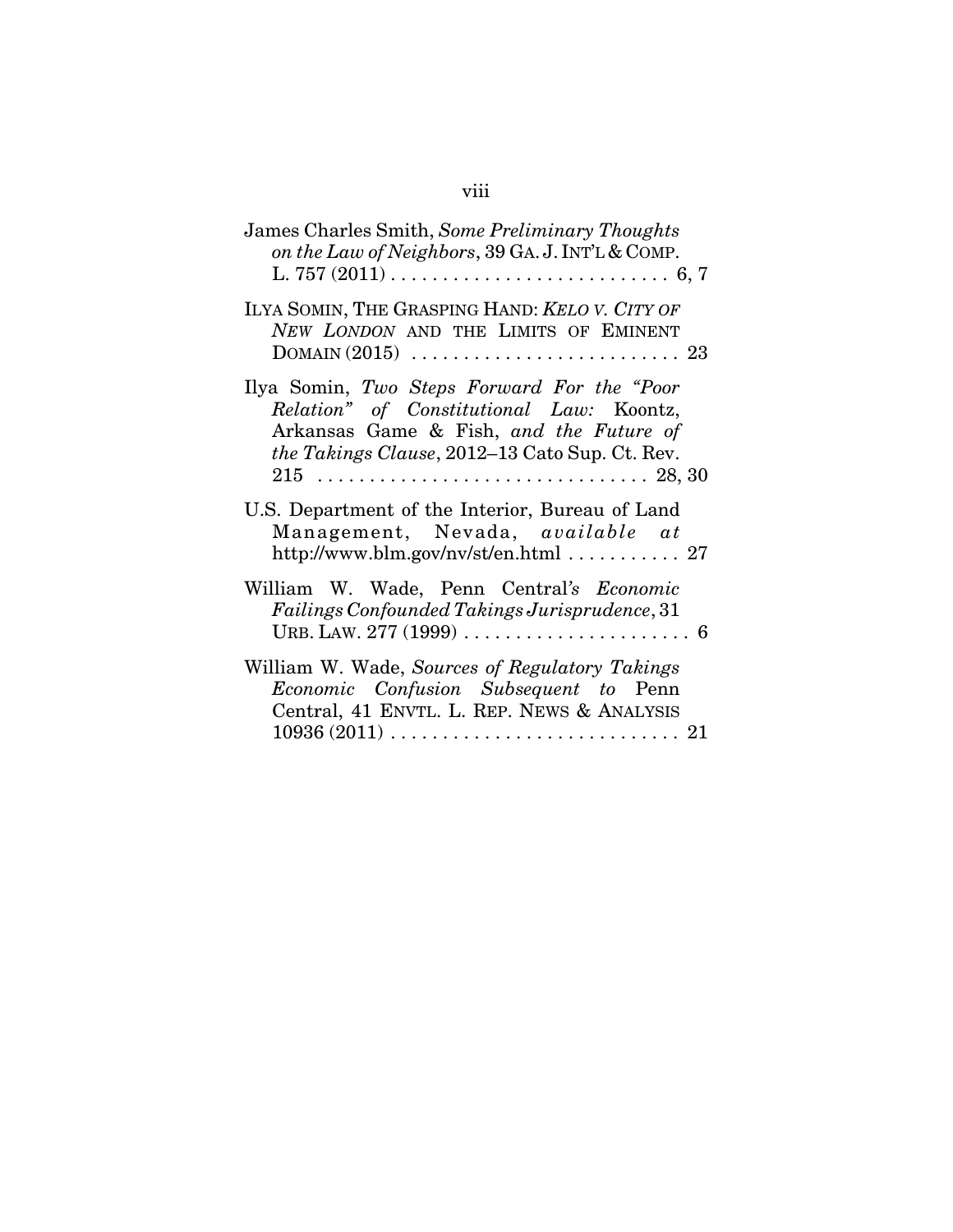James Charles Smith, *Some Preliminary Thoughts on the Law of Neighbors*, 39 GA. J. INT'L & COMP. L. 757 (2011) . . . . . . . . . . . . . . . . . . . . . . . . . . . 6, 7

ILYA SOMIN, THE GRASPING HAND: *KELO V. CITY OF NEW LONDON* AND THE LIMITS OF EMINENT DOMAIN (2015) . . . . . . . . . . . . . . . . . . . . . . . . . 23

Ilya Somin, *Two Steps Forward For the "Poor Relation" of Constitutional Law:* Koontz, Arkansas Game & Fish, *and the Future of the Takings Clause*, 2012–13 Cato Sup. Ct. Rev. 215 . . . . . . . . . . . . . . . . . . . . . . . . . . . . . . . 28, 30

U.S. Department of the Interior, Bureau of Land Management, Nevada, *available at* http://www.blm.gov/nv/st/en.html . . . . . . . . . . . 27

William W. Wade, Penn Central*'s Economic Failings Confounded Takings Jurisprudence*, 31 URB. LAW. 277 (1999) . . . . . . . . . . . . . . . . . . . . . . 6

William W. Wade, *Sources of Regulatory Takings Economic Confusion Subsequent to* Penn Central, 41 ENVTL. L. REP. NEWS & ANALYSIS 10936 (2011) . . . . . . . . . . . . . . . . . . . . . . . . . . . . 21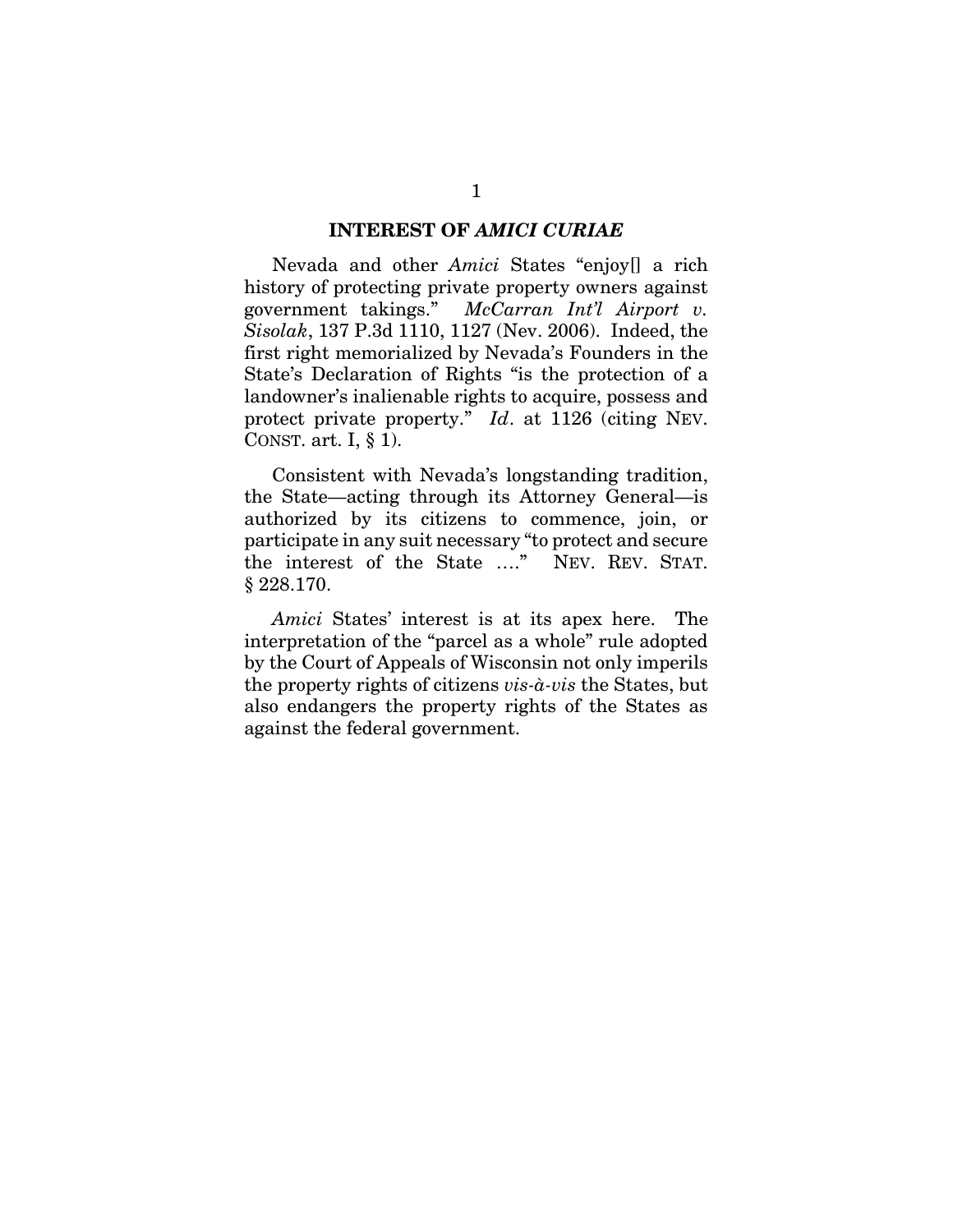## INTEREST OF *AMICI CURIAE*

Nevada and other *Amici* States "enjoy[] a rich history of protecting private property owners against government takings." *McCarran Int'l Airport v. Sisolak*, 137 P.3d 1110, 1127 (Nev. 2006). Indeed, the first right memorialized by Nevada's Founders in the State's Declaration of Rights "is the protection of a landowner's inalienable rights to acquire, possess and protect private property." *Id*. at 1126 (citing NEV. CONST. art. I, § 1).

Consistent with Nevada's longstanding tradition, the State—acting through its Attorney General—is authorized by its citizens to commence, join, or participate in any suit necessary "to protect and secure the interest of the State …." NEV. REV. STAT. § 228.170.

*Amici* States' interest is at its apex here. The interpretation of the "parcel as a whole" rule adopted by the Court of Appeals of Wisconsin not only imperils the property rights of citizens *vis-à-vis* the States, but also endangers the property rights of the States as against the federal government.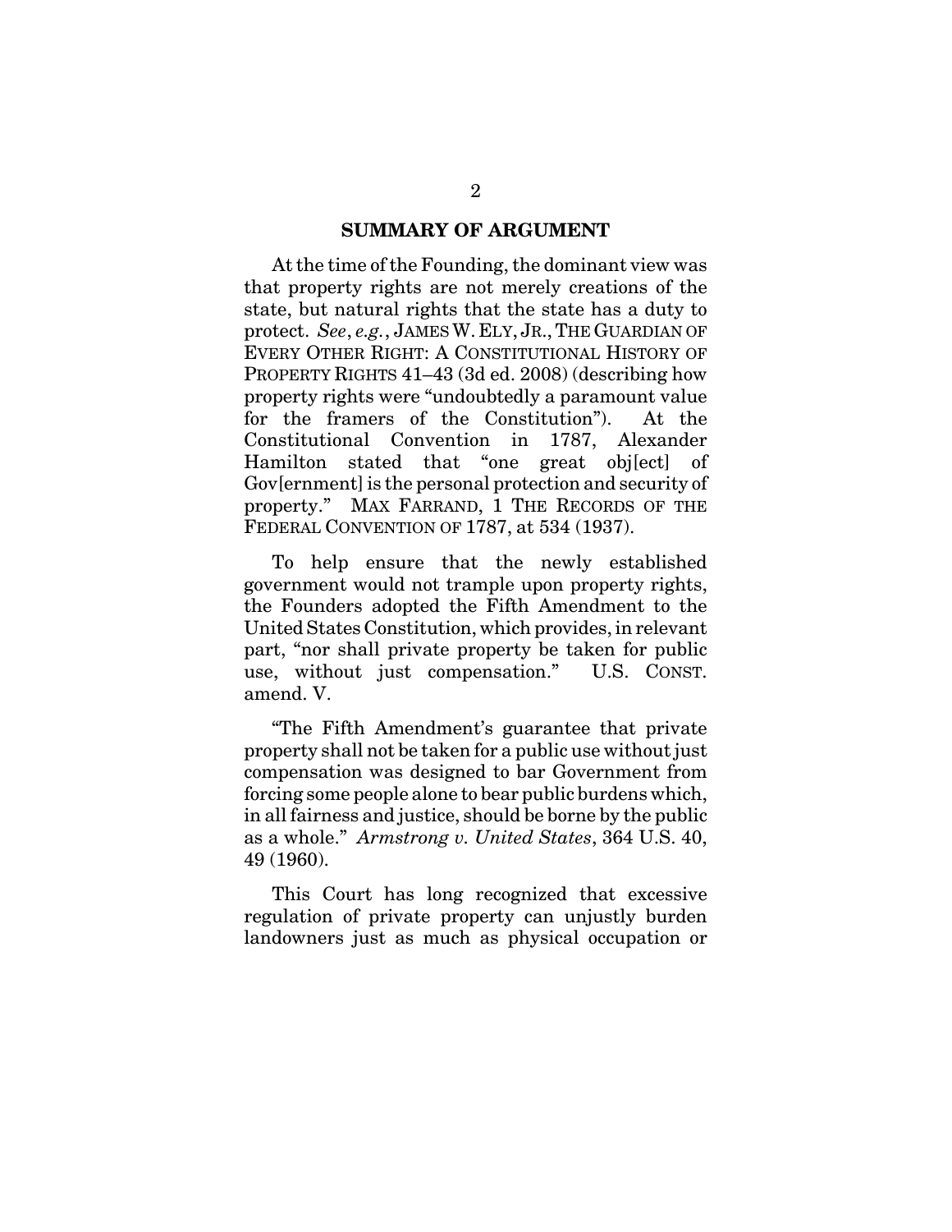## SUMMARY OF ARGUMENT

At the time of the Founding, the dominant view was that property rights are not merely creations of the state, but natural rights that the state has a duty to protect. *See*, *e.g.*, JAMES W. ELY, JR., THE GUARDIAN OF EVERY OTHER RIGHT: A CONSTITUTIONAL HISTORY OF PROPERTY RIGHTS 41–43 (3d ed. 2008) (describing how property rights were "undoubtedly a paramount value for the framers of the Constitution"). At the Constitutional Convention in 1787, Alexander Hamilton stated that "one great obj[ect] of Gov[ernment] is the personal protection and security of property." MAX FARRAND, 1 THE RECORDS OF THE FEDERAL CONVENTION OF 1787, at 534 (1937).

To help ensure that the newly established government would not trample upon property rights, the Founders adopted the Fifth Amendment to the United States Constitution, which provides, in relevant part, "nor shall private property be taken for public use, without just compensation." U.S. CONST. amend. V.

"The Fifth Amendment's guarantee that private property shall not be taken for a public use without just compensation was designed to bar Government from forcing some people alone to bear public burdens which, in all fairness and justice, should be borne by the public as a whole." *Armstrong v. United States*, 364 U.S. 40, 49 (1960).

This Court has long recognized that excessive regulation of private property can unjustly burden landowners just as much as physical occupation or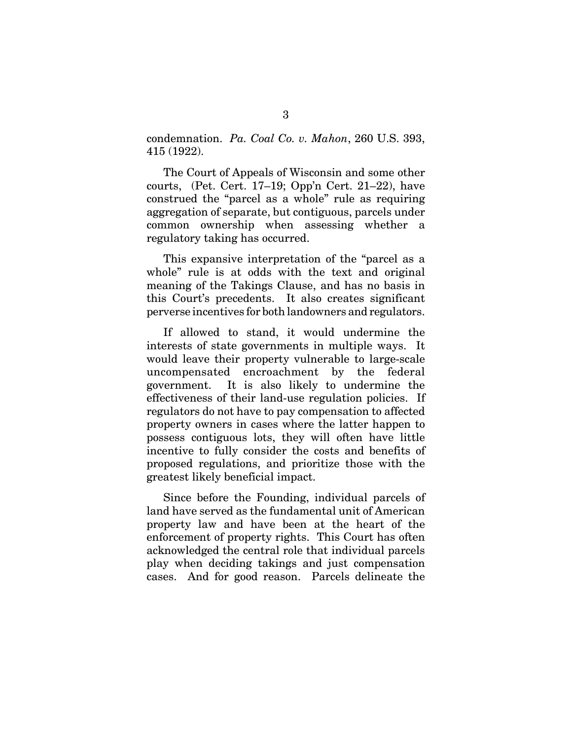condemnation. *Pa. Coal Co. v. Mahon*, 260 U.S. 393, 415 (1922).

The Court of Appeals of Wisconsin and some other courts, (Pet. Cert. 17–19; Opp'n Cert. 21–22), have construed the "parcel as a whole" rule as requiring aggregation of separate, but contiguous, parcels under common ownership when assessing whether a regulatory taking has occurred.

This expansive interpretation of the "parcel as a whole" rule is at odds with the text and original meaning of the Takings Clause, and has no basis in this Court's precedents. It also creates significant perverse incentives for both landowners and regulators.

If allowed to stand, it would undermine the interests of state governments in multiple ways. It would leave their property vulnerable to large-scale uncompensated encroachment by the federal government. It is also likely to undermine the effectiveness of their land-use regulation policies. If regulators do not have to pay compensation to affected property owners in cases where the latter happen to possess contiguous lots, they will often have little incentive to fully consider the costs and benefits of proposed regulations, and prioritize those with the greatest likely beneficial impact.

Since before the Founding, individual parcels of land have served as the fundamental unit of American property law and have been at the heart of the enforcement of property rights. This Court has often acknowledged the central role that individual parcels play when deciding takings and just compensation cases. And for good reason. Parcels delineate the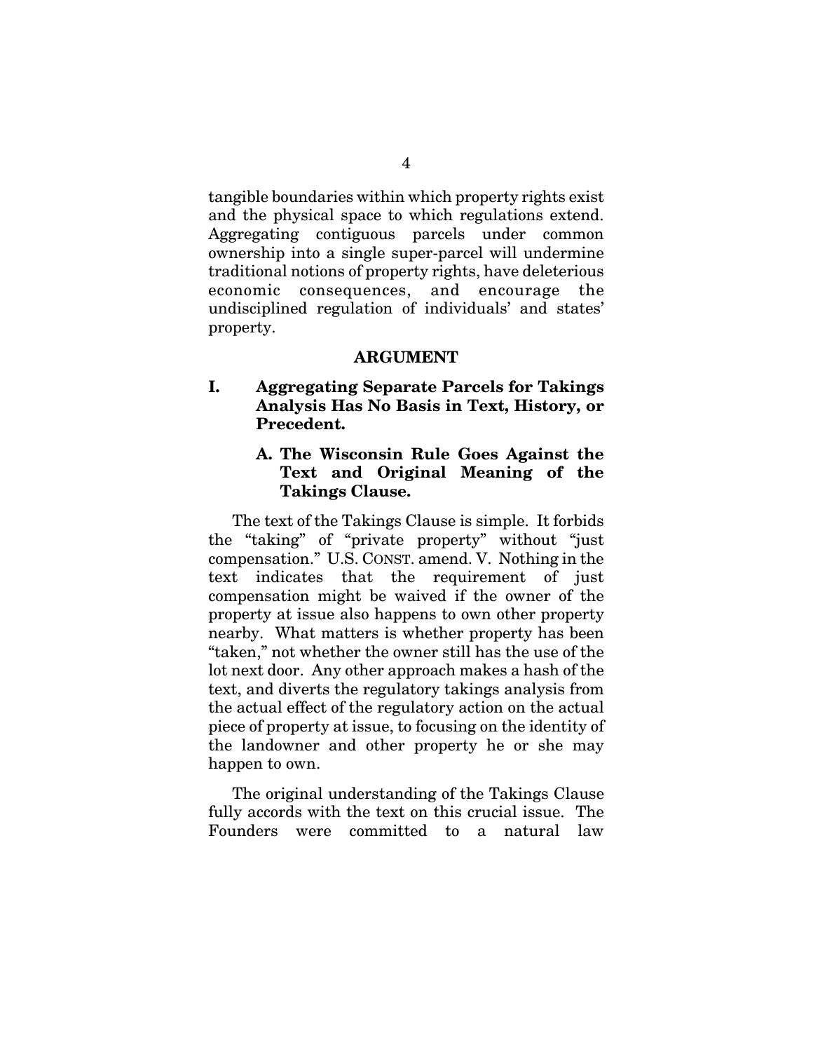tangible boundaries within which property rights exist and the physical space to which regulations extend. Aggregating contiguous parcels under common ownership into a single super-parcel will undermine traditional notions of property rights, have deleterious economic consequences, and encourage the undisciplined regulation of individuals' and states' property.

## ARGUMENT

### I. Aggregating Separate Parcels for Takings Analysis Has No Basis in Text, History, or Precedent.

#### A. The Wisconsin Rule Goes Against the Text and Original Meaning of the Takings Clause.

The text of the Takings Clause is simple. It forbids the "taking" of "private property" without "just compensation." U.S. CONST. amend. V. Nothing in the text indicates that the requirement of just compensation might be waived if the owner of the property at issue also happens to own other property nearby. What matters is whether property has been "taken," not whether the owner still has the use of the lot next door. Any other approach makes a hash of the text, and diverts the regulatory takings analysis from the actual effect of the regulatory action on the actual piece of property at issue, to focusing on the identity of the landowner and other property he or she may happen to own.

The original understanding of the Takings Clause fully accords with the text on this crucial issue. The Founders were committed to a natural law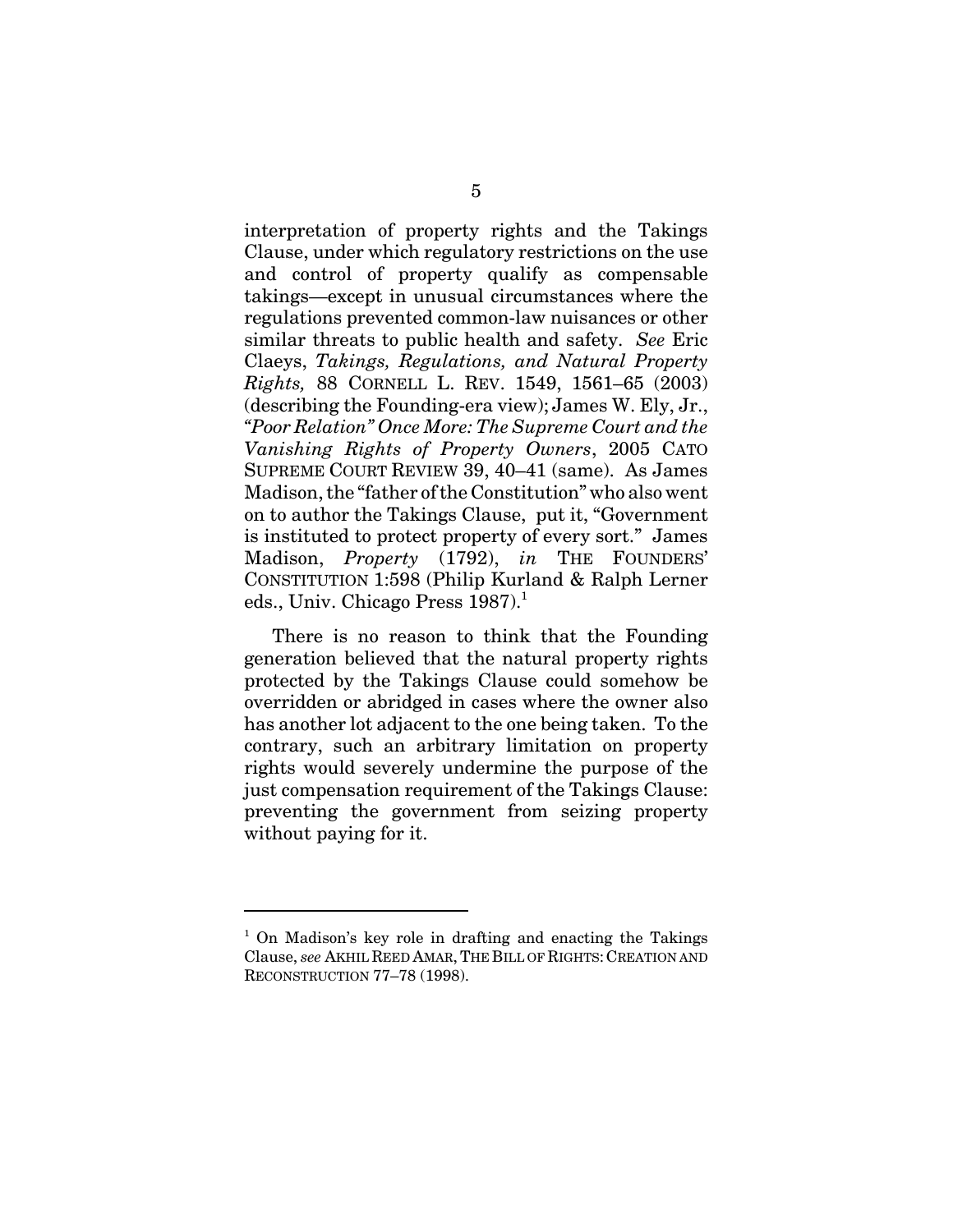interpretation of property rights and the Takings Clause, under which regulatory restrictions on the use and control of property qualify as compensable takings—except in unusual circumstances where the regulations prevented common-law nuisances or other similar threats to public health and safety. *See* Eric Claeys, *Takings, Regulations, and Natural Property Rights,* 88 CORNELL L. REV. 1549, 1561–65 (2003) (describing the Founding-era view); James W. Ely, Jr., *"Poor Relation" Once More: The Supreme Court and the Vanishing Rights of Property Owners*, 2005 CATO SUPREME COURT REVIEW 39, 40–41 (same). As James Madison, the "father of the Constitution" who also went on to author the Takings Clause, put it, "Government is instituted to protect property of every sort." James Madison, *Property* (1792), *in* THE FOUNDERS' CONSTITUTION 1:598 (Philip Kurland & Ralph Lerner eds., Univ. Chicago Press 1987).[1]

There is no reason to think that the Founding generation believed that the natural property rights protected by the Takings Clause could somehow be overridden or abridged in cases where the owner also has another lot adjacent to the one being taken. To the contrary, such an arbitrary limitation on property rights would severely undermine the purpose of the just compensation requirement of the Takings Clause: preventing the government from seizing property without paying for it.

---

[1] On Madison's key role in drafting and enacting the Takings Clause, *see* AKHIL REED AMAR, THE BILL OF RIGHTS: CREATION AND RECONSTRUCTION 77–78 (1998).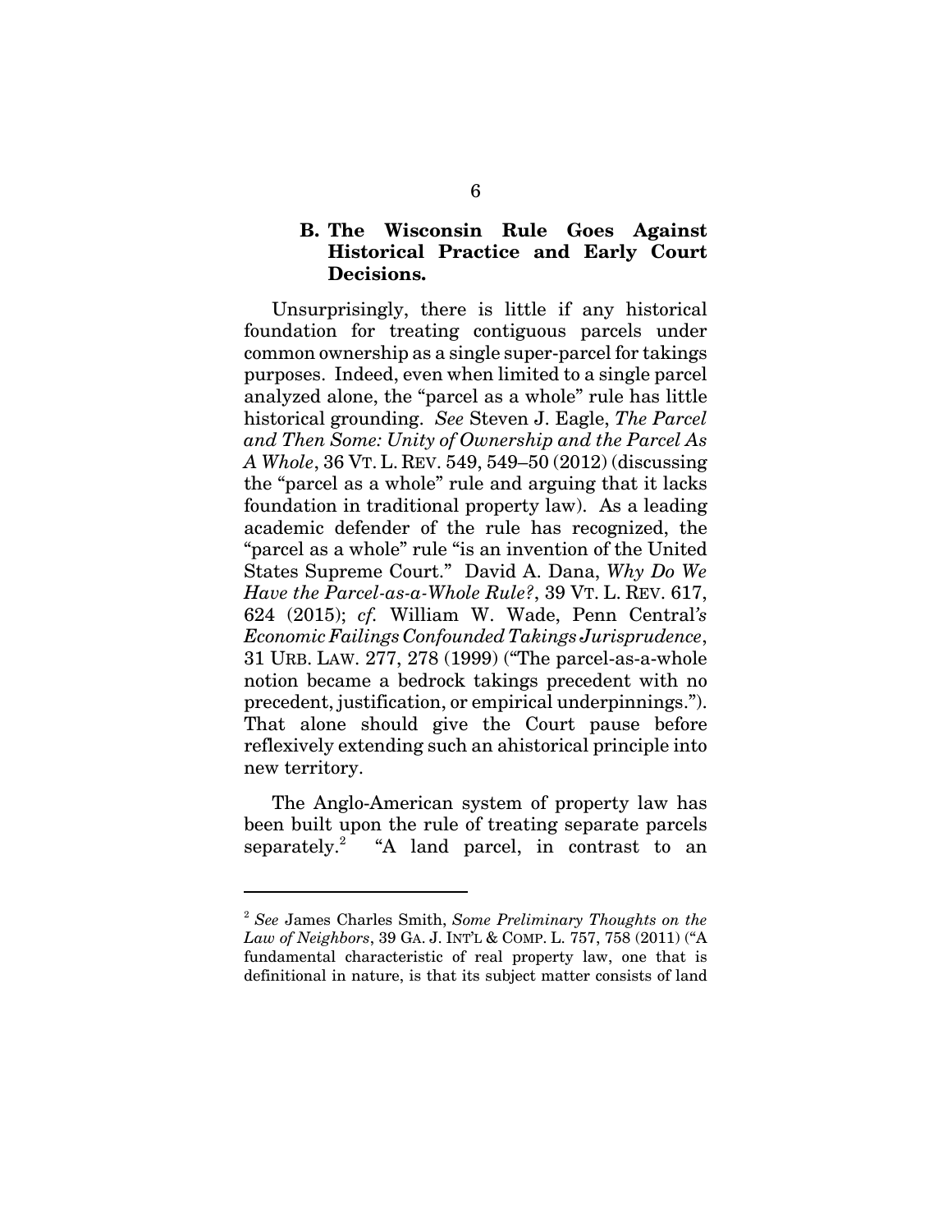### B. The Wisconsin Rule Goes Against Historical Practice and Early Court Decisions.

Unsurprisingly, there is little if any historical foundation for treating contiguous parcels under common ownership as a single super-parcel for takings purposes. Indeed, even when limited to a single parcel analyzed alone, the "parcel as a whole" rule has little historical grounding. *See* Steven J. Eagle, *The Parcel and Then Some: Unity of Ownership and the Parcel As A Whole*, 36 VT. L. REV. 549, 549–50 (2012) (discussing the "parcel as a whole" rule and arguing that it lacks foundation in traditional property law). As a leading academic defender of the rule has recognized, the "parcel as a whole" rule "is an invention of the United States Supreme Court." David A. Dana, *Why Do We Have the Parcel-as-a-Whole Rule?*, 39 VT. L. REV. 617, 624 (2015); *cf.* William W. Wade, *Penn Central's Economic Failings Confounded Takings Jurisprudence*, 31 URB. LAW. 277, 278 (1999) ("The parcel-as-a-whole notion became a bedrock takings precedent with no precedent, justification, or empirical underpinnings."). That alone should give the Court pause before reflexively extending such an ahistorical principle into new territory.

The Anglo-American system of property law has been built upon the rule of treating separate parcels separately.[2] "A land parcel, in contrast to an

[2] *See* James Charles Smith, *Some Preliminary Thoughts on the Law of Neighbors*, 39 GA. J. INT'L & COMP. L. 757, 758 (2011) ("A fundamental characteristic of real property law, one that is definitional in nature, is that its subject matter consists of land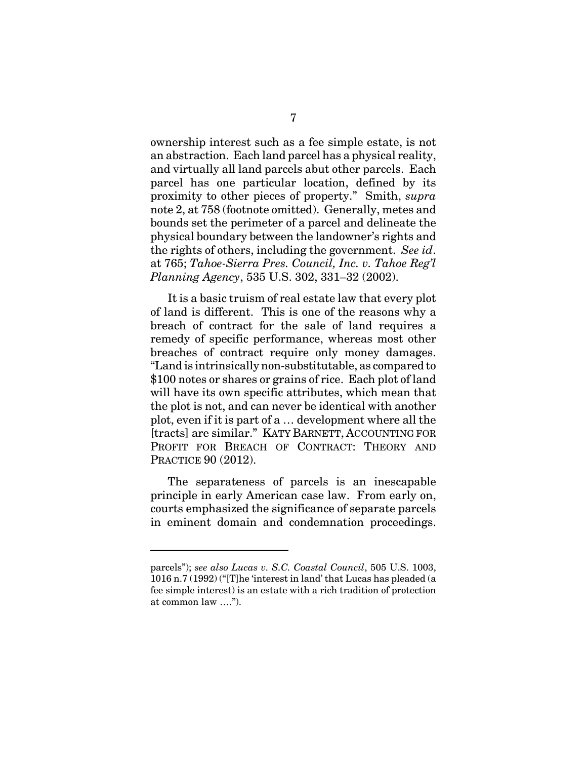ownership interest such as a fee simple estate, is not an abstraction. Each land parcel has a physical reality, and virtually all land parcels abut other parcels. Each parcel has one particular location, defined by its proximity to other pieces of property." Smith, *supra* note 2, at 758 (footnote omitted). Generally, metes and bounds set the perimeter of a parcel and delineate the physical boundary between the landowner's rights and the rights of others, including the government. *See id*. at 765; *Tahoe-Sierra Pres. Council, Inc. v. Tahoe Reg'l Planning Agency*, 535 U.S. 302, 331–32 (2002).

It is a basic truism of real estate law that every plot of land is different. This is one of the reasons why a breach of contract for the sale of land requires a remedy of specific performance, whereas most other breaches of contract require only money damages. "Land is intrinsically non-substitutable, as compared to $100 notes or shares or grains of rice. Each plot of land will have its own specific attributes, which mean that the plot is not, and can never be identical with another plot, even if it is part of a … development where all the [tracts] are similar." KATY BARNETT, ACCOUNTING FOR PROFIT FOR BREACH OF CONTRACT: THEORY AND PRACTICE 90 (2012).

The separateness of parcels is an inescapable principle in early American case law. From early on, courts emphasized the significance of separate parcels in eminent domain and condemnation proceedings.

---

parcels"); *see also Lucas v. S.C. Coastal Council*, 505 U.S. 1003, 1016 n.7 (1992) ("[T]he 'interest in land' that Lucas has pleaded (a fee simple interest) is an estate with a rich tradition of protection at common law ….").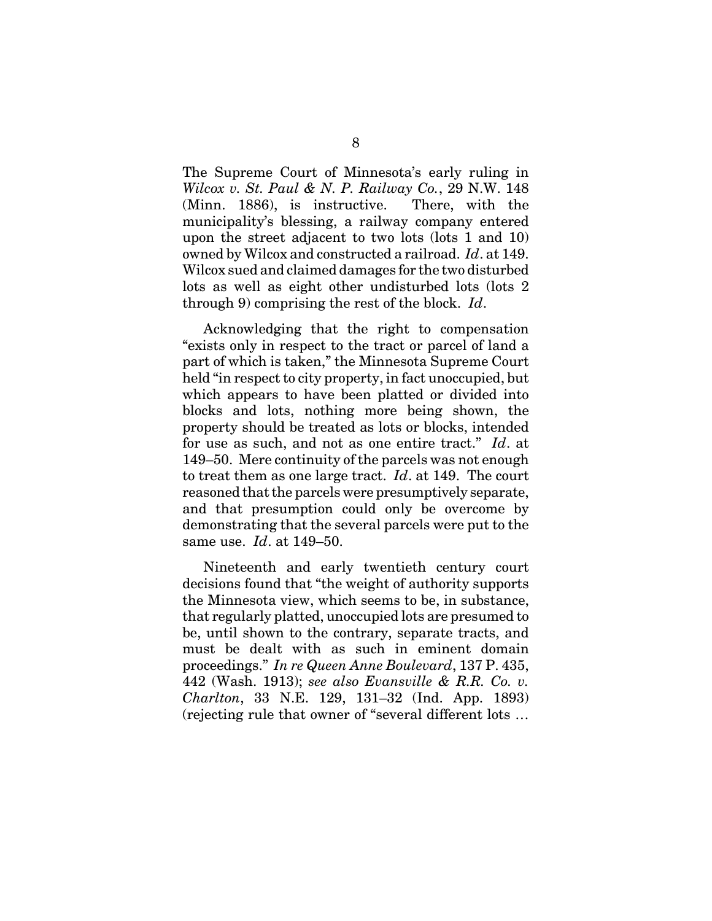The Supreme Court of Minnesota's early ruling in *Wilcox v. St. Paul & N. P. Railway Co.*, 29 N.W. 148 (Minn. 1886), is instructive. There, with the municipality's blessing, a railway company entered upon the street adjacent to two lots (lots 1 and 10) owned by Wilcox and constructed a railroad. *Id*. at 149. Wilcox sued and claimed damages for the two disturbed lots as well as eight other undisturbed lots (lots 2 through 9) comprising the rest of the block. *Id*.

Acknowledging that the right to compensation "exists only in respect to the tract or parcel of land a part of which is taken," the Minnesota Supreme Court held "in respect to city property, in fact unoccupied, but which appears to have been platted or divided into blocks and lots, nothing more being shown, the property should be treated as lots or blocks, intended for use as such, and not as one entire tract." *Id*. at 149–50. Mere continuity of the parcels was not enough to treat them as one large tract. *Id*. at 149. The court reasoned that the parcels were presumptively separate, and that presumption could only be overcome by demonstrating that the several parcels were put to the same use. *Id*. at 149–50.

Nineteenth and early twentieth century court decisions found that "the weight of authority supports the Minnesota view, which seems to be, in substance, that regularly platted, unoccupied lots are presumed to be, until shown to the contrary, separate tracts, and must be dealt with as such in eminent domain proceedings." *In re Queen Anne Boulevard*, 137 P. 435, 442 (Wash. 1913); *see also Evansville & R.R. Co. v. Charlton*, 33 N.E. 129, 131–32 (Ind. App. 1893) (rejecting rule that owner of "several different lots …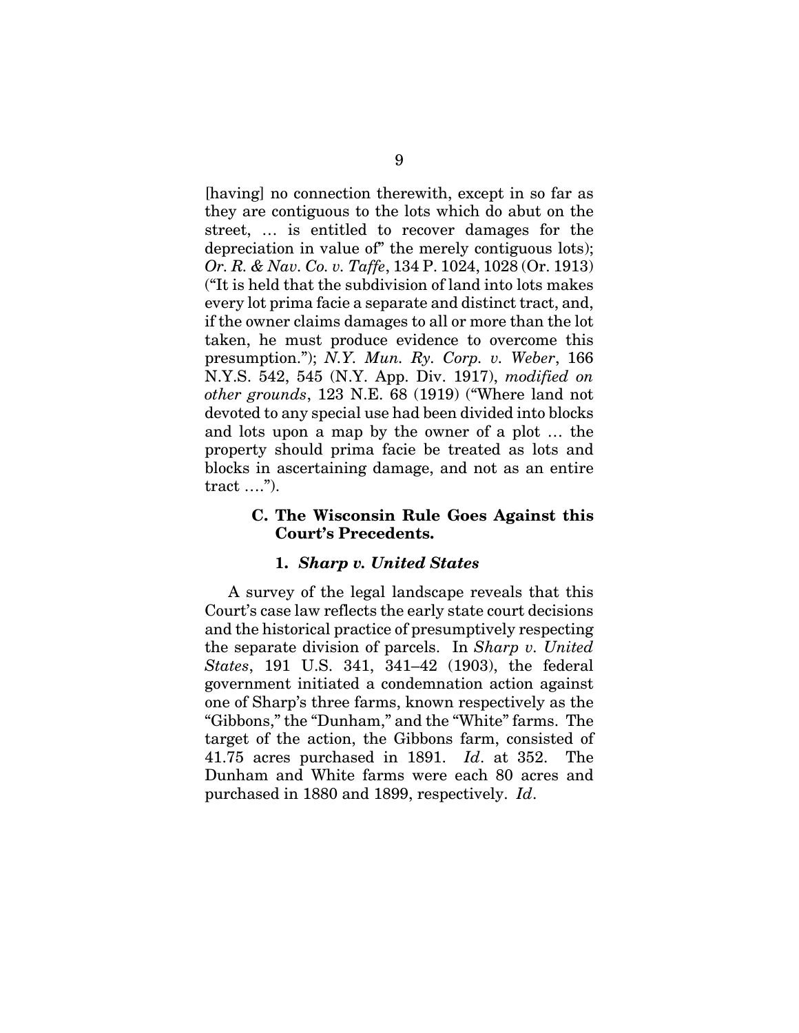[having] no connection therewith, except in so far as they are contiguous to the lots which do abut on the street, … is entitled to recover damages for the depreciation in value of" the merely contiguous lots); *Or. R. & Nav. Co. v. Taffe*, 134 P. 1024, 1028 (Or. 1913) ("It is held that the subdivision of land into lots makes every lot prima facie a separate and distinct tract, and, if the owner claims damages to all or more than the lot taken, he must produce evidence to overcome this presumption."); *N.Y. Mun. Ry. Corp. v. Weber*, 166 N.Y.S. 542, 545 (N.Y. App. Div. 1917), *modified on other grounds*, 123 N.E. 68 (1919) ("Where land not devoted to any special use had been divided into blocks and lots upon a map by the owner of a plot … the property should prima facie be treated as lots and blocks in ascertaining damage, and not as an entire tract ….").

### C. The Wisconsin Rule Goes Against this Court's Precedents.

#### 1. *Sharp v. United States*

A survey of the legal landscape reveals that this Court's case law reflects the early state court decisions and the historical practice of presumptively respecting the separate division of parcels. In *Sharp v. United States*, 191 U.S. 341, 341–42 (1903), the federal government initiated a condemnation action against one of Sharp's three farms, known respectively as the "Gibbons," the "Dunham," and the "White" farms. The target of the action, the Gibbons farm, consisted of 41.75 acres purchased in 1891. *Id*. at 352. The Dunham and White farms were each 80 acres and purchased in 1880 and 1899, respectively. *Id*.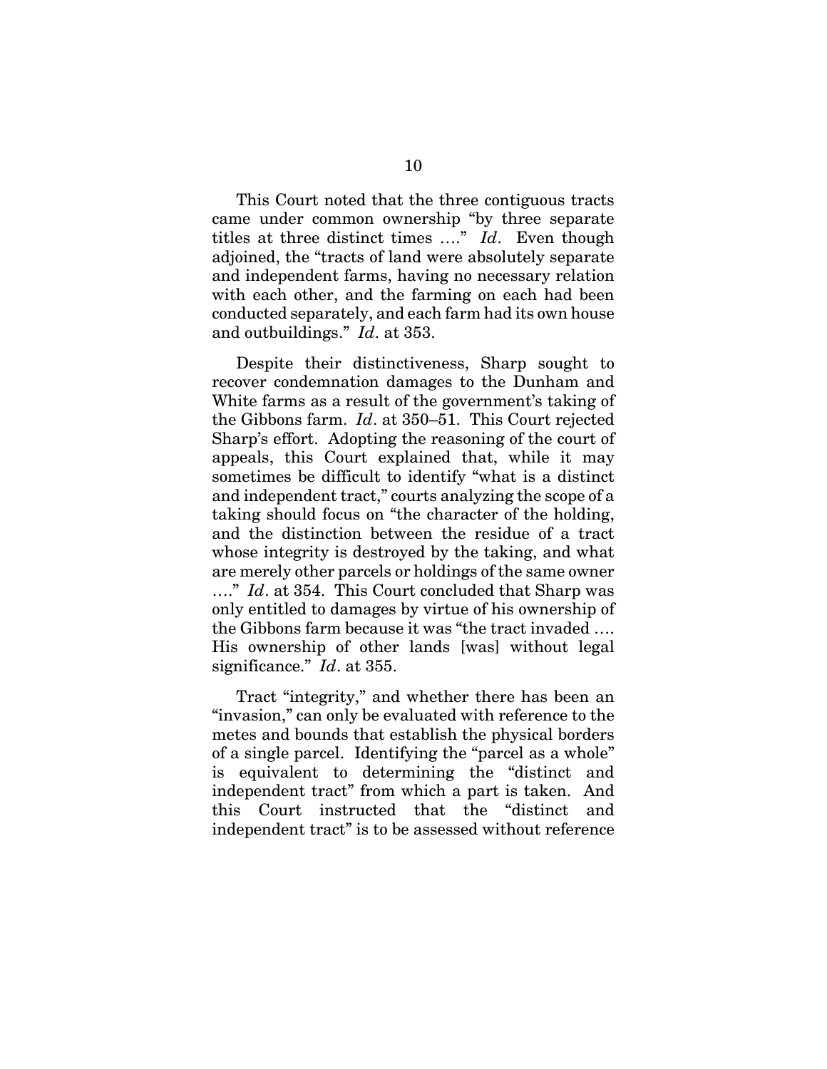This Court noted that the three contiguous tracts came under common ownership "by three separate titles at three distinct times …." *Id*. Even though adjoined, the "tracts of land were absolutely separate and independent farms, having no necessary relation with each other, and the farming on each had been conducted separately, and each farm had its own house and outbuildings." *Id*. at 353.

Despite their distinctiveness, Sharp sought to recover condemnation damages to the Dunham and White farms as a result of the government's taking of the Gibbons farm. *Id*. at 350–51. This Court rejected Sharp's effort. Adopting the reasoning of the court of appeals, this Court explained that, while it may sometimes be difficult to identify "what is a distinct and independent tract," courts analyzing the scope of a taking should focus on "the character of the holding, and the distinction between the residue of a tract whose integrity is destroyed by the taking, and what are merely other parcels or holdings of the same owner …." *Id*. at 354. This Court concluded that Sharp was only entitled to damages by virtue of his ownership of the Gibbons farm because it was "the tract invaded …. His ownership of other lands [was] without legal significance." *Id*. at 355.

Tract "integrity," and whether there has been an "invasion," can only be evaluated with reference to the metes and bounds that establish the physical borders of a single parcel. Identifying the "parcel as a whole" is equivalent to determining the "distinct and independent tract" from which a part is taken. And this Court instructed that the "distinct and independent tract" is to be assessed without reference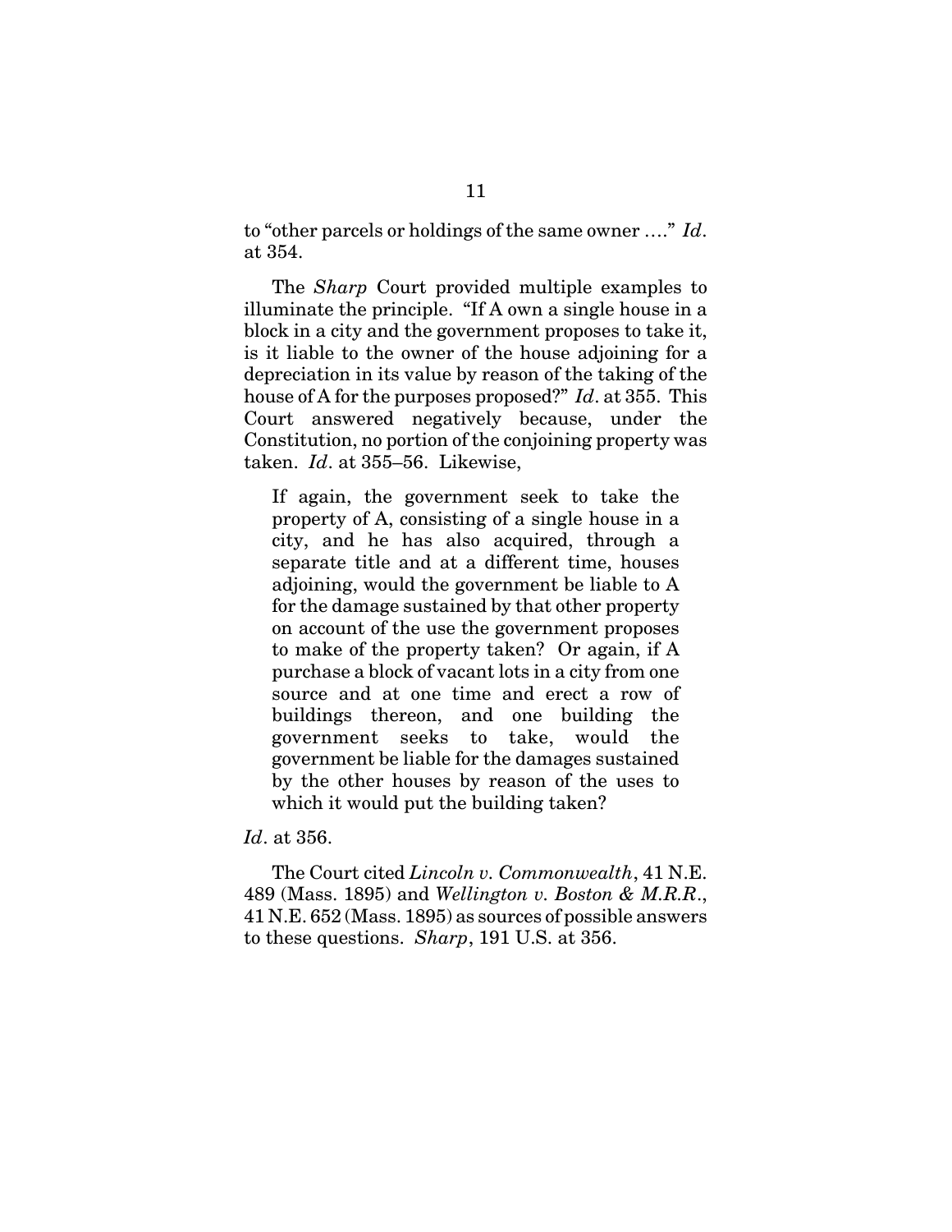to "other parcels or holdings of the same owner …." *Id*. at 354.

The *Sharp* Court provided multiple examples to illuminate the principle. "If A own a single house in a block in a city and the government proposes to take it, is it liable to the owner of the house adjoining for a depreciation in its value by reason of the taking of the house of A for the purposes proposed?" *Id*. at 355. This Court answered negatively because, under the Constitution, no portion of the conjoining property was taken. *Id*. at 355–56. Likewise,

> If again, the government seek to take the property of A, consisting of a single house in a city, and he has also acquired, through a separate title and at a different time, houses adjoining, would the government be liable to A for the damage sustained by that other property on account of the use the government proposes to make of the property taken? Or again, if A purchase a block of vacant lots in a city from one source and at one time and erect a row of buildings thereon, and one building the government seeks to take, would the government be liable for the damages sustained by the other houses by reason of the uses to which it would put the building taken?

*Id*. at 356.

The Court cited *Lincoln v. Commonwealth*, 41 N.E. 489 (Mass. 1895) and *Wellington v. Boston & M.R.R*., 41 N.E. 652 (Mass. 1895) as sources of possible answers to these questions. *Sharp*, 191 U.S. at 356.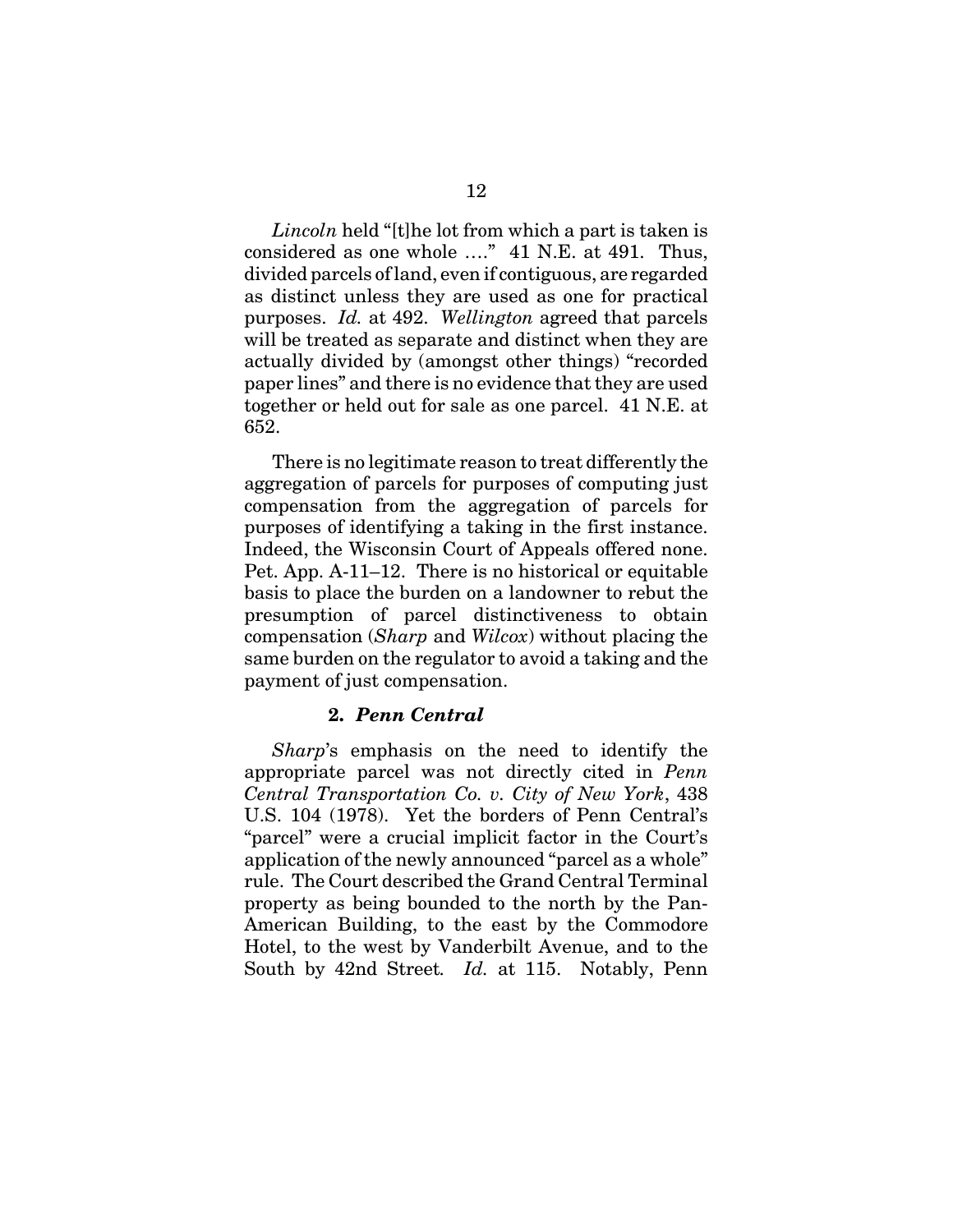*Lincoln* held "[t]he lot from which a part is taken is considered as one whole …." 41 N.E. at 491. Thus, divided parcels of land, even if contiguous, are regarded as distinct unless they are used as one for practical purposes. *Id.* at 492. *Wellington* agreed that parcels will be treated as separate and distinct when they are actually divided by (amongst other things) "recorded paper lines" and there is no evidence that they are used together or held out for sale as one parcel. 41 N.E. at 652.

There is no legitimate reason to treat differently the aggregation of parcels for purposes of computing just compensation from the aggregation of parcels for purposes of identifying a taking in the first instance. Indeed, the Wisconsin Court of Appeals offered none. Pet. App. A-11–12. There is no historical or equitable basis to place the burden on a landowner to rebut the presumption of parcel distinctiveness to obtain compensation (*Sharp* and *Wilcox*) without placing the same burden on the regulator to avoid a taking and the payment of just compensation.

#### 2. *Penn Central*

*Sharp*'s emphasis on the need to identify the appropriate parcel was not directly cited in *Penn Central Transportation Co. v. City of New York*, 438 U.S. 104 (1978). Yet the borders of Penn Central's "parcel" were a crucial implicit factor in the Court's application of the newly announced "parcel as a whole" rule. The Court described the Grand Central Terminal property as being bounded to the north by the Pan-American Building, to the east by the Commodore Hotel, to the west by Vanderbilt Avenue, and to the South by 42nd Street. *Id.* at 115. Notably, Penn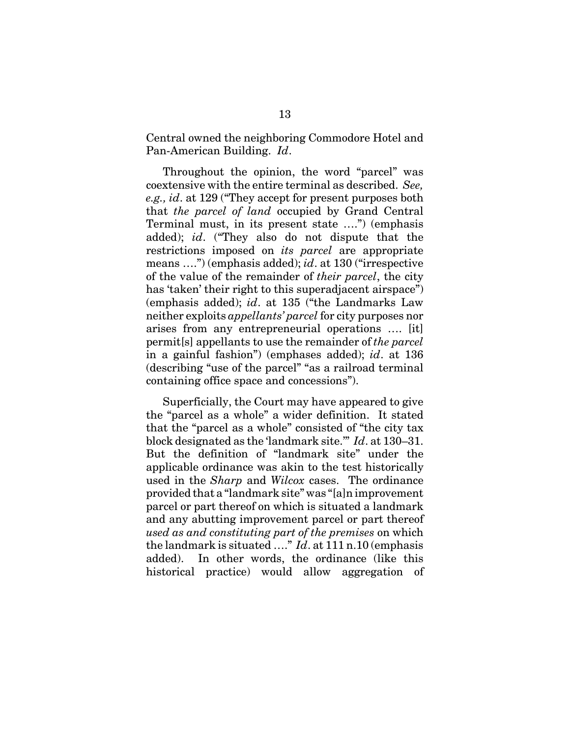Central owned the neighboring Commodore Hotel and Pan-American Building. *Id*.

Throughout the opinion, the word "parcel" was coextensive with the entire terminal as described. *See, e.g., id*. at 129 ("They accept for present purposes both that *the parcel of land* occupied by Grand Central Terminal must, in its present state ….") (emphasis added); *id*. ("They also do not dispute that the restrictions imposed on *its parcel* are appropriate means ….") (emphasis added); *id*. at 130 ("irrespective of the value of the remainder of *their parcel*, the city has 'taken' their right to this superadjacent airspace") (emphasis added); *id*. at 135 ("the Landmarks Law neither exploits *appellants' parcel* for city purposes nor arises from any entrepreneurial operations …. [it] permit[s] appellants to use the remainder of *the parcel* in a gainful fashion") (emphases added); *id*. at 136 (describing "use of the parcel" "as a railroad terminal containing office space and concessions").

Superficially, the Court may have appeared to give the "parcel as a whole" a wider definition. It stated that the "parcel as a whole" consisted of "the city tax block designated as the 'landmark site.'" *Id*. at 130–31. But the definition of "landmark site" under the applicable ordinance was akin to the test historically used in the *Sharp* and *Wilcox* cases. The ordinance provided that a "landmark site" was "[a]n improvement parcel or part thereof on which is situated a landmark and any abutting improvement parcel or part thereof *used as and constituting part of the premises* on which the landmark is situated …." *Id*. at 111 n.10 (emphasis added). In other words, the ordinance (like this historical practice) would allow aggregation of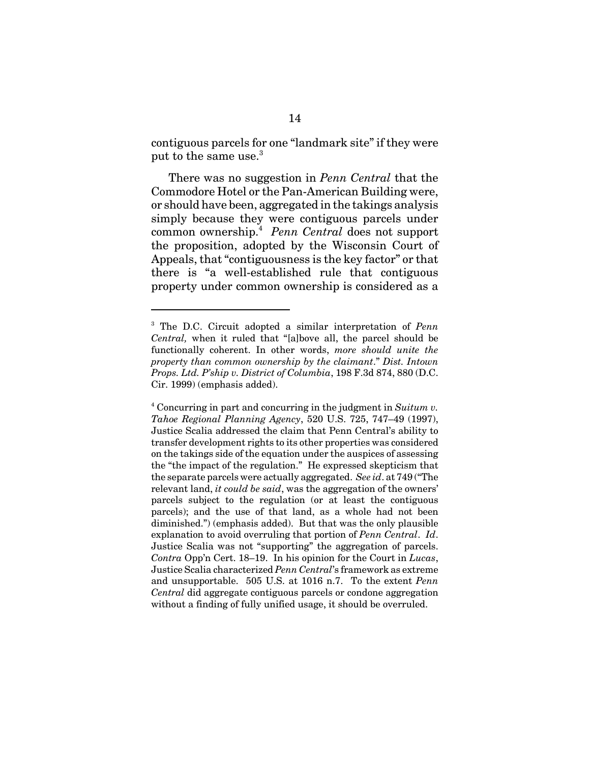contiguous parcels for one "landmark site" if they were put to the same use.[3]

There was no suggestion in *Penn Central* that the Commodore Hotel or the Pan-American Building were, or should have been, aggregated in the takings analysis simply because they were contiguous parcels under common ownership.[4] *Penn Central* does not support the proposition, adopted by the Wisconsin Court of Appeals, that "contiguousness is the key factor" or that there is "a well-established rule that contiguous property under common ownership is considered as a

---

[3] The D.C. Circuit adopted a similar interpretation of *Penn Central,* when it ruled that "[a]bove all, the parcel should be functionally coherent. In other words, *more should unite the property than common ownership by the claimant*." *Dist. Intown Props. Ltd. P'ship v. District of Columbia*, 198 F.3d 874, 880 (D.C. Cir. 1999) (emphasis added).

[4] Concurring in part and concurring in the judgment in *Suitum v. Tahoe Regional Planning Agency*, 520 U.S. 725, 747–49 (1997), Justice Scalia addressed the claim that Penn Central's ability to transfer development rights to its other properties was considered on the takings side of the equation under the auspices of assessing the "the impact of the regulation." He expressed skepticism that the separate parcels were actually aggregated. *See id*. at 749 ("The relevant land, *it could be said*, was the aggregation of the owners' parcels subject to the regulation (or at least the contiguous parcels); and the use of that land, as a whole had not been diminished.") (emphasis added). But that was the only plausible explanation to avoid overruling that portion of *Penn Central*. *Id*. Justice Scalia was not "supporting" the aggregation of parcels. *Contra* Opp'n Cert. 18–19. In his opinion for the Court in *Lucas*, Justice Scalia characterized *Penn Central*'s framework as extreme and unsupportable. 505 U.S. at 1016 n.7. To the extent *Penn Central* did aggregate contiguous parcels or condone aggregation without a finding of fully unified usage, it should be overruled.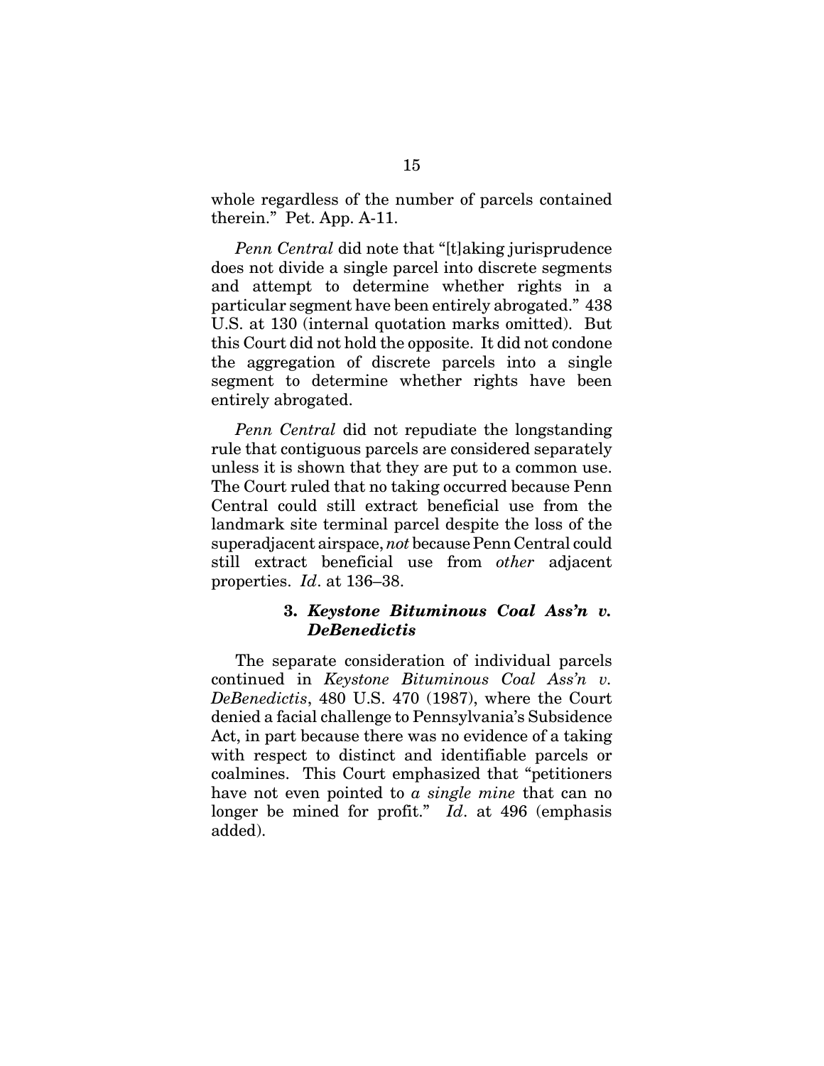whole regardless of the number of parcels contained therein." Pet. App. A-11.

*Penn Central* did note that "[t]aking jurisprudence does not divide a single parcel into discrete segments and attempt to determine whether rights in a particular segment have been entirely abrogated." 438 U.S. at 130 (internal quotation marks omitted). But this Court did not hold the opposite. It did not condone the aggregation of discrete parcels into a single segment to determine whether rights have been entirely abrogated.

*Penn Central* did not repudiate the longstanding rule that contiguous parcels are considered separately unless it is shown that they are put to a common use. The Court ruled that no taking occurred because Penn Central could still extract beneficial use from the landmark site terminal parcel despite the loss of the superadjacent airspace, *not* because Penn Central could still extract beneficial use from *other* adjacent properties. *Id*. at 136–38.

### 3. *Keystone Bituminous Coal Ass'n v. DeBenedictis*

The separate consideration of individual parcels continued in *Keystone Bituminous Coal Ass'n v. DeBenedictis*, 480 U.S. 470 (1987), where the Court denied a facial challenge to Pennsylvania's Subsidence Act, in part because there was no evidence of a taking with respect to distinct and identifiable parcels or coalmines. This Court emphasized that "petitioners have not even pointed to *a single mine* that can no longer be mined for profit." *Id*. at 496 (emphasis added).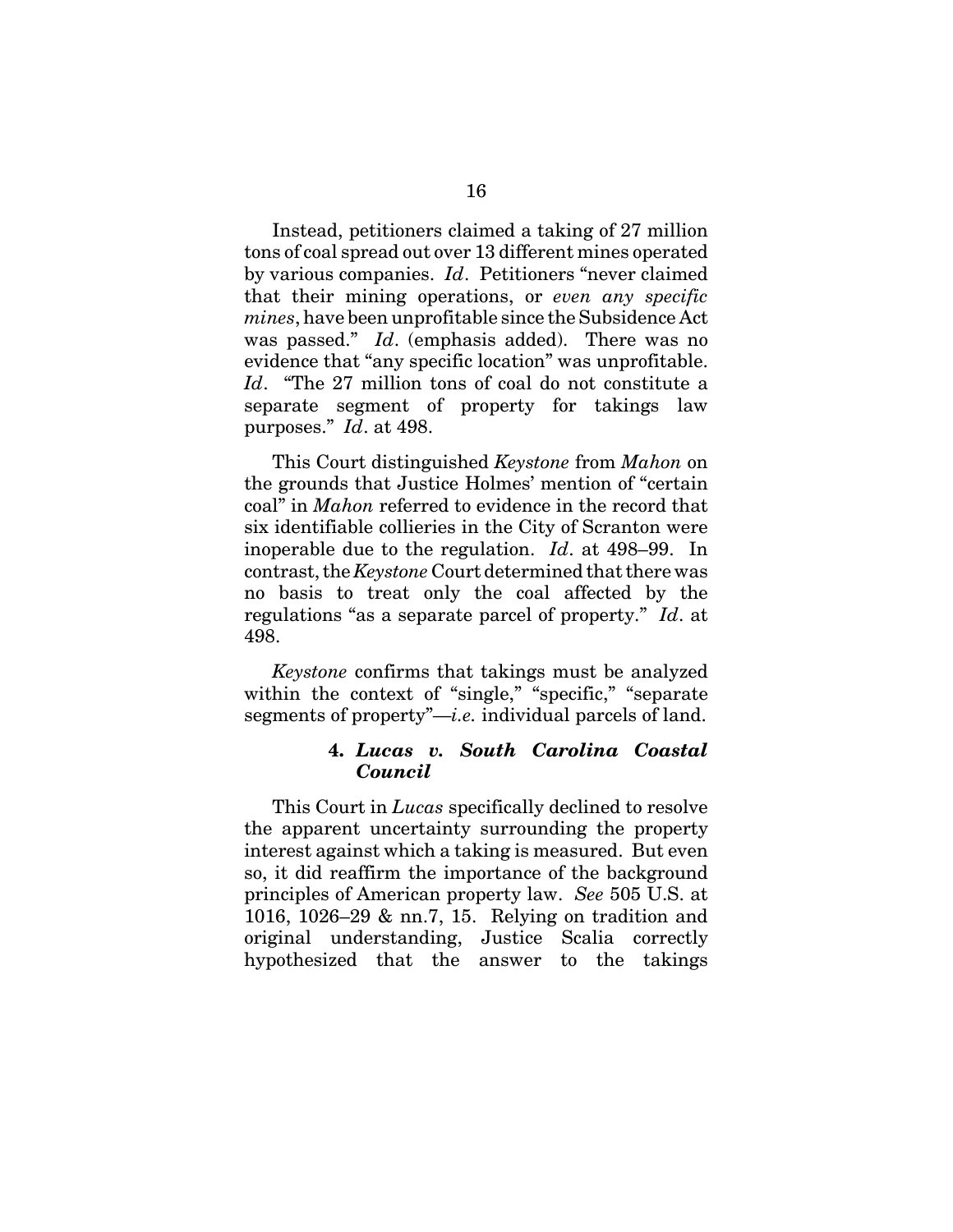Instead, petitioners claimed a taking of 27 million tons of coal spread out over 13 different mines operated by various companies. *Id*. Petitioners "never claimed that their mining operations, or *even any specific mines*, have been unprofitable since the Subsidence Act was passed." *Id*. (emphasis added). There was no evidence that "any specific location" was unprofitable. *Id*. "The 27 million tons of coal do not constitute a separate segment of property for takings law purposes." *Id*. at 498.

This Court distinguished *Keystone* from *Mahon* on the grounds that Justice Holmes' mention of "certain coal" in *Mahon* referred to evidence in the record that six identifiable collieries in the City of Scranton were inoperable due to the regulation. *Id*. at 498–99. In contrast, the *Keystone* Court determined that there was no basis to treat only the coal affected by the regulations "as a separate parcel of property." *Id*. at 498.

*Keystone* confirms that takings must be analyzed within the context of "single," "specific," "separate segments of property"—*i.e.* individual parcels of land.

#### 4. *Lucas v. South Carolina Coastal Council*

This Court in *Lucas* specifically declined to resolve the apparent uncertainty surrounding the property interest against which a taking is measured. But even so, it did reaffirm the importance of the background principles of American property law. *See* 505 U.S. at 1016, 1026–29 & nn.7, 15. Relying on tradition and original understanding, Justice Scalia correctly hypothesized that the answer to the takings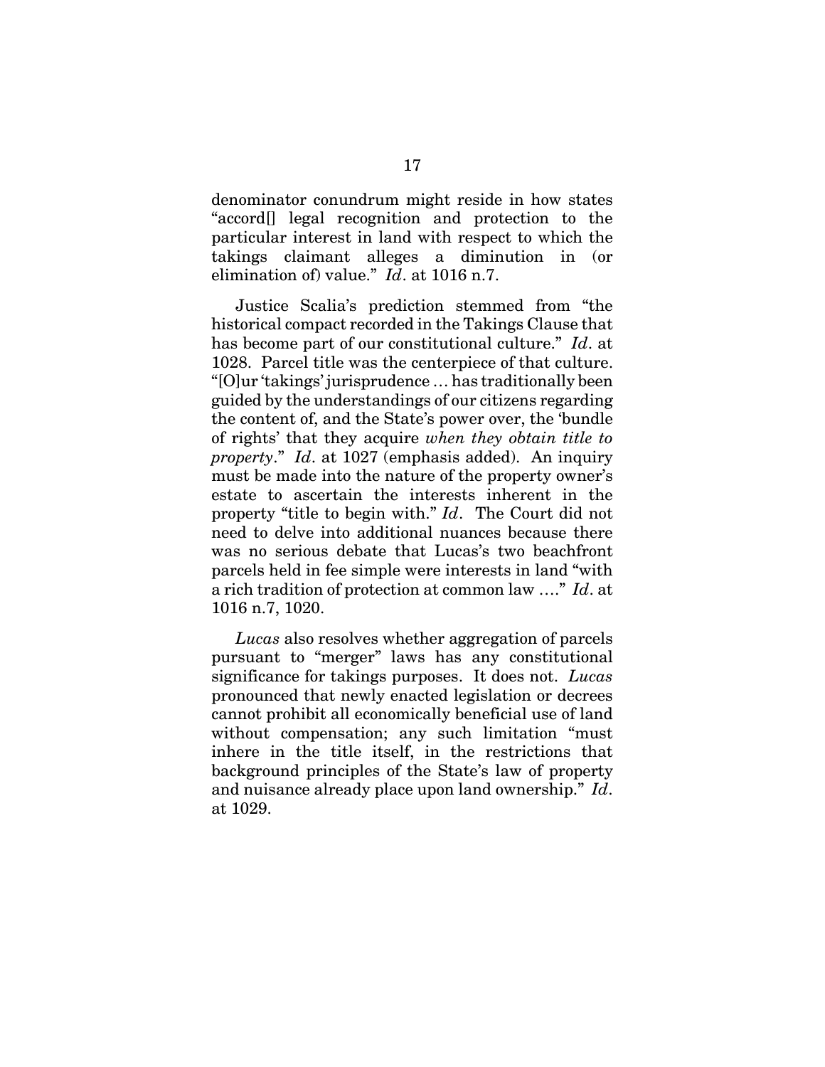denominator conundrum might reside in how states "accord[] legal recognition and protection to the particular interest in land with respect to which the takings claimant alleges a diminution in (or elimination of) value." *Id*. at 1016 n.7.

Justice Scalia's prediction stemmed from "the historical compact recorded in the Takings Clause that has become part of our constitutional culture." *Id*. at 1028. Parcel title was the centerpiece of that culture. "[O]ur 'takings' jurisprudence … has traditionally been guided by the understandings of our citizens regarding the content of, and the State's power over, the 'bundle of rights' that they acquire *when they obtain title to property*." *Id*. at 1027 (emphasis added). An inquiry must be made into the nature of the property owner's estate to ascertain the interests inherent in the property "title to begin with." *Id*. The Court did not need to delve into additional nuances because there was no serious debate that Lucas's two beachfront parcels held in fee simple were interests in land "with a rich tradition of protection at common law …." *Id*. at 1016 n.7, 1020.

*Lucas* also resolves whether aggregation of parcels pursuant to "merger" laws has any constitutional significance for takings purposes. It does not. *Lucas* pronounced that newly enacted legislation or decrees cannot prohibit all economically beneficial use of land without compensation; any such limitation "must inhere in the title itself, in the restrictions that background principles of the State's law of property and nuisance already place upon land ownership." *Id*. at 1029.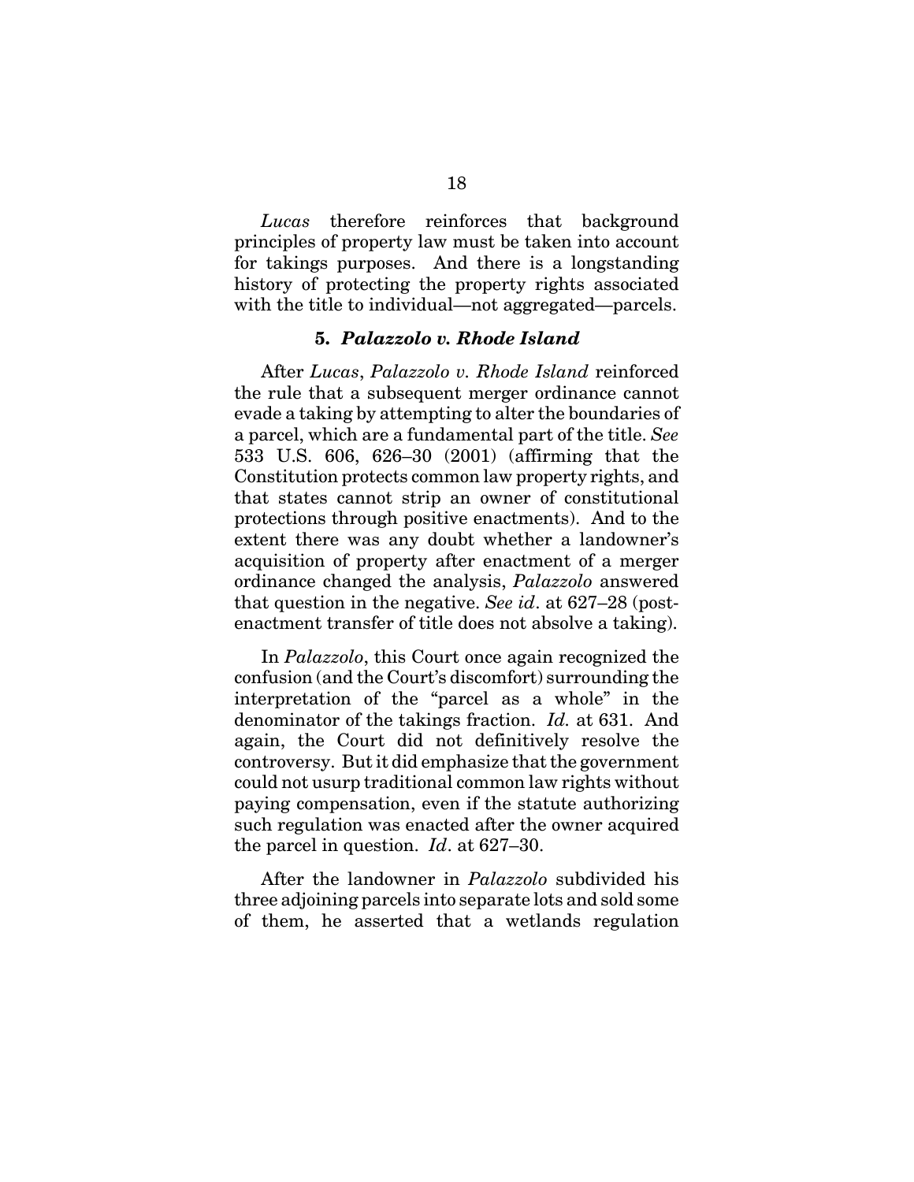*Lucas* therefore reinforces that background principles of property law must be taken into account for takings purposes. And there is a longstanding history of protecting the property rights associated with the title to individual—not aggregated—parcels.

### 5. *Palazzolo v. Rhode Island*

After *Lucas*, *Palazzolo v. Rhode Island* reinforced the rule that a subsequent merger ordinance cannot evade a taking by attempting to alter the boundaries of a parcel, which are a fundamental part of the title. *See* 533 U.S. 606, 626–30 (2001) (affirming that the Constitution protects common law property rights, and that states cannot strip an owner of constitutional protections through positive enactments). And to the extent there was any doubt whether a landowner's acquisition of property after enactment of a merger ordinance changed the analysis, *Palazzolo* answered that question in the negative. *See id*. at 627–28 (post-enactment transfer of title does not absolve a taking).

In *Palazzolo*, this Court once again recognized the confusion (and the Court's discomfort) surrounding the interpretation of the "parcel as a whole" in the denominator of the takings fraction. *Id.* at 631. And again, the Court did not definitively resolve the controversy. But it did emphasize that the government could not usurp traditional common law rights without paying compensation, even if the statute authorizing such regulation was enacted after the owner acquired the parcel in question. *Id*. at 627–30.

After the landowner in *Palazzolo* subdivided his three adjoining parcels into separate lots and sold some of them, he asserted that a wetlands regulation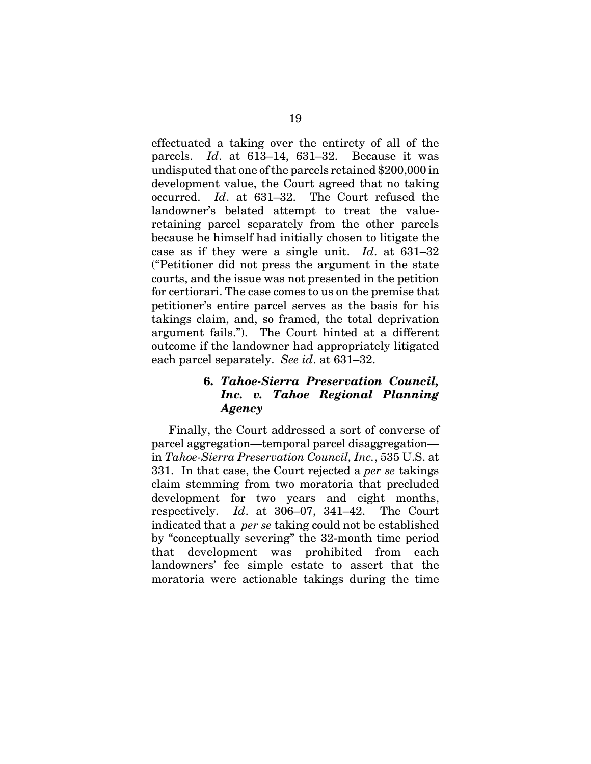effectuated a taking over the entirety of all of the parcels. *Id*. at 613–14, 631–32. Because it was undisputed that one of the parcels retained $200,000 in development value, the Court agreed that no taking occurred. *Id*. at 631–32. The Court refused the landowner's belated attempt to treat the value-retaining parcel separately from the other parcels because he himself had initially chosen to litigate the case as if they were a single unit. *Id*. at 631–32 ("Petitioner did not press the argument in the state courts, and the issue was not presented in the petition for certiorari. The case comes to us on the premise that petitioner's entire parcel serves as the basis for his takings claim, and, so framed, the total deprivation argument fails."). The Court hinted at a different outcome if the landowner had appropriately litigated each parcel separately. *See id*. at 631–32.

### 6. *Tahoe-Sierra Preservation Council, Inc. v. Tahoe Regional Planning Agency*

Finally, the Court addressed a sort of converse of parcel aggregation—temporal parcel disaggregation—in *Tahoe-Sierra Preservation Council, Inc.*, 535 U.S. at 331. In that case, the Court rejected a *per se* takings claim stemming from two moratoria that precluded development for two years and eight months, respectively. *Id*. at 306–07, 341–42. The Court indicated that a *per se* taking could not be established by "conceptually severing" the 32-month time period that development was prohibited from each landowners' fee simple estate to assert that the moratoria were actionable takings during the time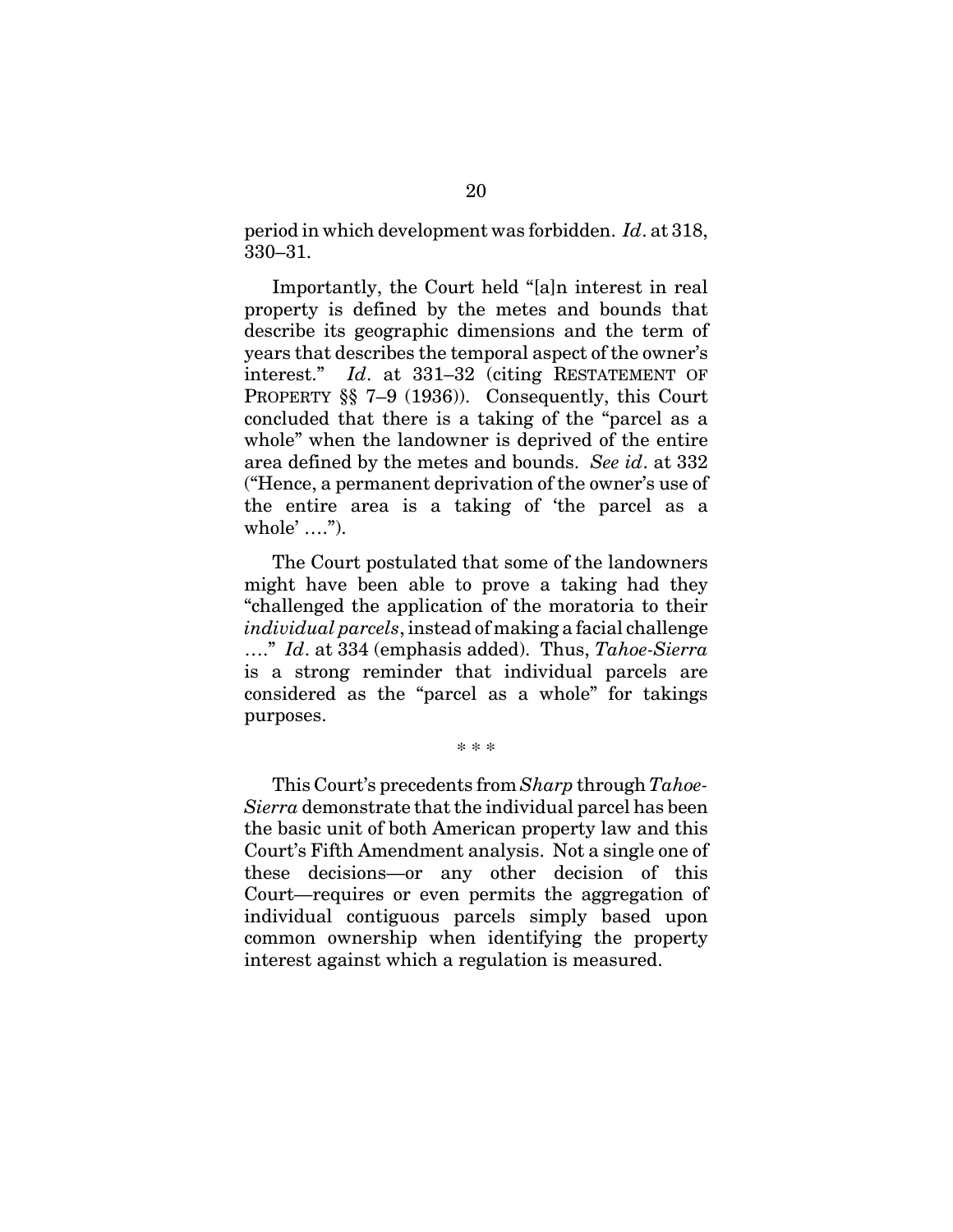period in which development was forbidden. *Id*. at 318, 330–31.

Importantly, the Court held "[a]n interest in real property is defined by the metes and bounds that describe its geographic dimensions and the term of years that describes the temporal aspect of the owner's interest." *Id*. at 331–32 (citing RESTATEMENT OF PROPERTY §§ 7–9 (1936)). Consequently, this Court concluded that there is a taking of the "parcel as a whole" when the landowner is deprived of the entire area defined by the metes and bounds. *See id*. at 332 ("Hence, a permanent deprivation of the owner's use of the entire area is a taking of 'the parcel as a whole' ….").

The Court postulated that some of the landowners might have been able to prove a taking had they "challenged the application of the moratoria to their *individual parcels*, instead of making a facial challenge …." *Id*. at 334 (emphasis added). Thus, *Tahoe-Sierra* is a strong reminder that individual parcels are considered as the "parcel as a whole" for takings purposes.

\* \* \*

This Court's precedents from *Sharp* through *Tahoe-Sierra* demonstrate that the individual parcel has been the basic unit of both American property law and this Court's Fifth Amendment analysis. Not a single one of these decisions—or any other decision of this Court—requires or even permits the aggregation of individual contiguous parcels simply based upon common ownership when identifying the property interest against which a regulation is measured.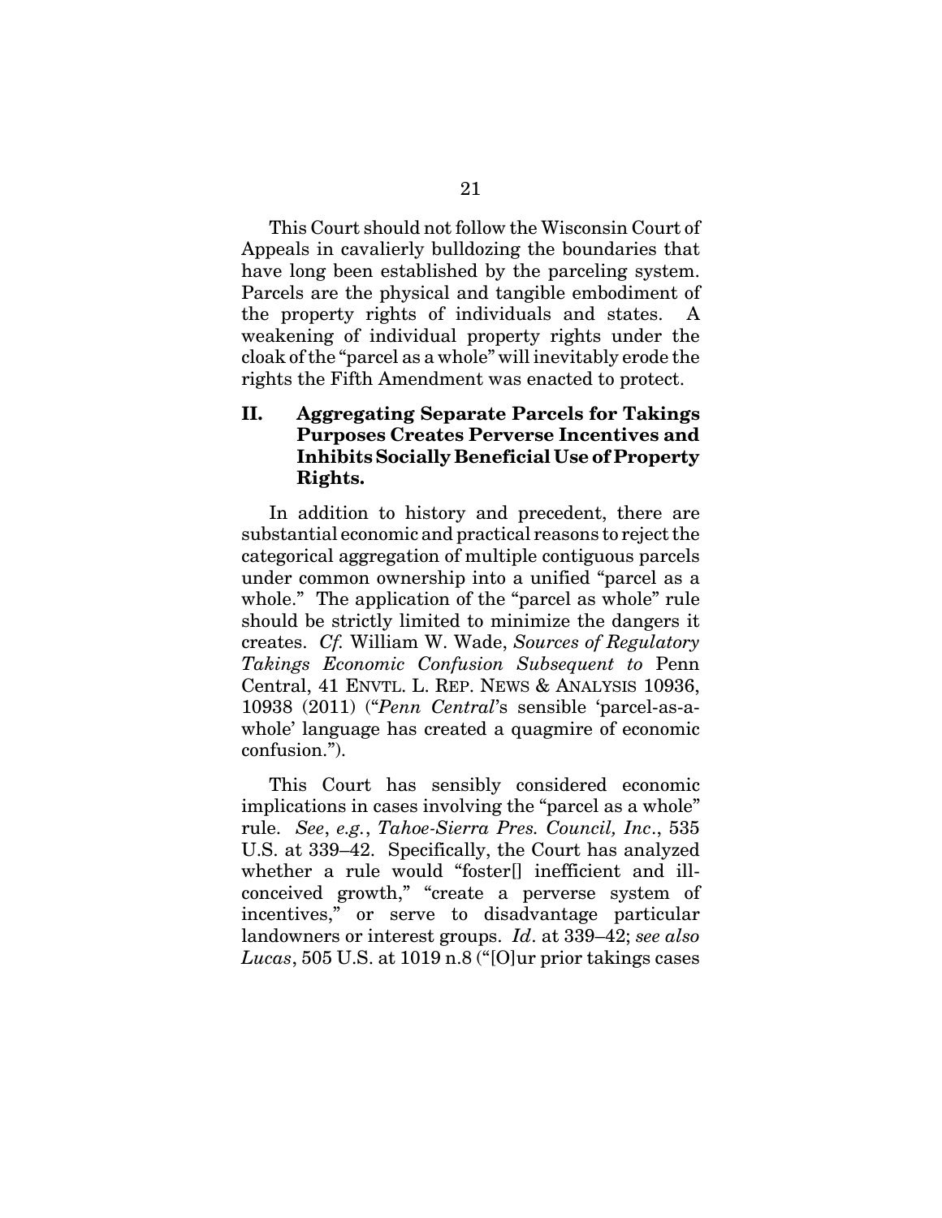This Court should not follow the Wisconsin Court of Appeals in cavalierly bulldozing the boundaries that have long been established by the parceling system. Parcels are the physical and tangible embodiment of the property rights of individuals and states. A weakening of individual property rights under the cloak of the "parcel as a whole" will inevitably erode the rights the Fifth Amendment was enacted to protect.

## II. Aggregating Separate Parcels for Takings Purposes Creates Perverse Incentives and Inhibits Socially Beneficial Use of Property Rights.

In addition to history and precedent, there are substantial economic and practical reasons to reject the categorical aggregation of multiple contiguous parcels under common ownership into a unified "parcel as a whole." The application of the "parcel as whole" rule should be strictly limited to minimize the dangers it creates. *Cf.* William W. Wade, *Sources of Regulatory Takings Economic Confusion Subsequent to* Penn Central, 41 ENVTL. L. REP. NEWS & ANALYSIS 10936, 10938 (2011) ("*Penn Central*'s sensible 'parcel-as-a-whole' language has created a quagmire of economic confusion.").

This Court has sensibly considered economic implications in cases involving the "parcel as a whole" rule. *See*, *e.g.*, *Tahoe-Sierra Pres. Council, Inc*., 535 U.S. at 339–42. Specifically, the Court has analyzed whether a rule would "foster[] inefficient and ill-conceived growth," "create a perverse system of incentives," or serve to disadvantage particular landowners or interest groups. *Id*. at 339–42; *see also Lucas*, 505 U.S. at 1019 n.8 ("[O]ur prior takings cases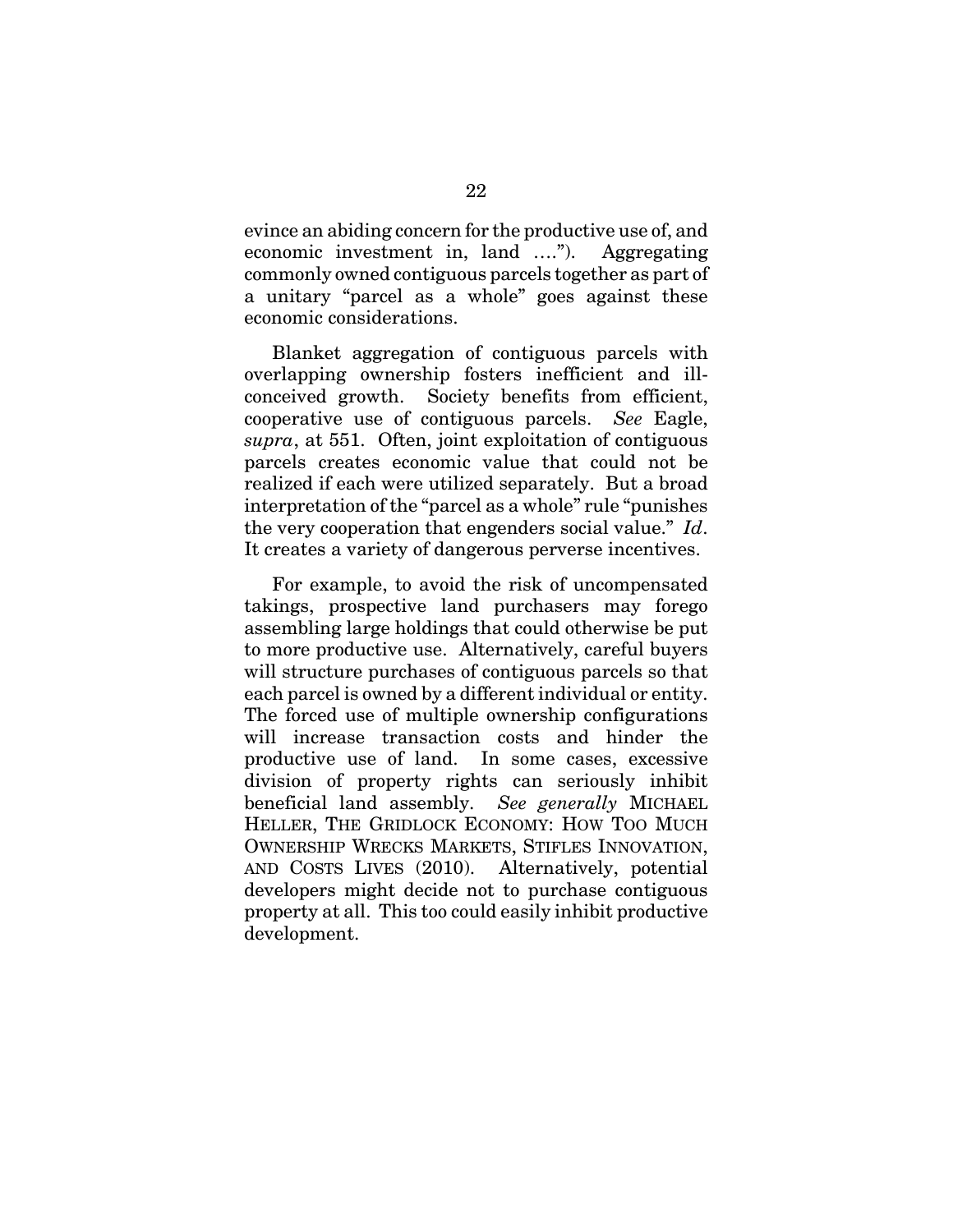evince an abiding concern for the productive use of, and economic investment in, land ….”). Aggregating commonly owned contiguous parcels together as part of a unitary “parcel as a whole” goes against these economic considerations.

Blanket aggregation of contiguous parcels with overlapping ownership fosters inefficient and ill-conceived growth. Society benefits from efficient, cooperative use of contiguous parcels. *See* Eagle, *supra*, at 551. Often, joint exploitation of contiguous parcels creates economic value that could not be realized if each were utilized separately. But a broad interpretation of the “parcel as a whole” rule “punishes the very cooperation that engenders social value.” *Id*. It creates a variety of dangerous perverse incentives.

For example, to avoid the risk of uncompensated takings, prospective land purchasers may forego assembling large holdings that could otherwise be put to more productive use. Alternatively, careful buyers will structure purchases of contiguous parcels so that each parcel is owned by a different individual or entity. The forced use of multiple ownership configurations will increase transaction costs and hinder the productive use of land. In some cases, excessive division of property rights can seriously inhibit beneficial land assembly. *See generally* MICHAEL HELLER, THE GRIDLOCK ECONOMY: HOW TOO MUCH OWNERSHIP WRECKS MARKETS, STIFLES INNOVATION, AND COSTS LIVES (2010). Alternatively, potential developers might decide not to purchase contiguous property at all. This too could easily inhibit productive development.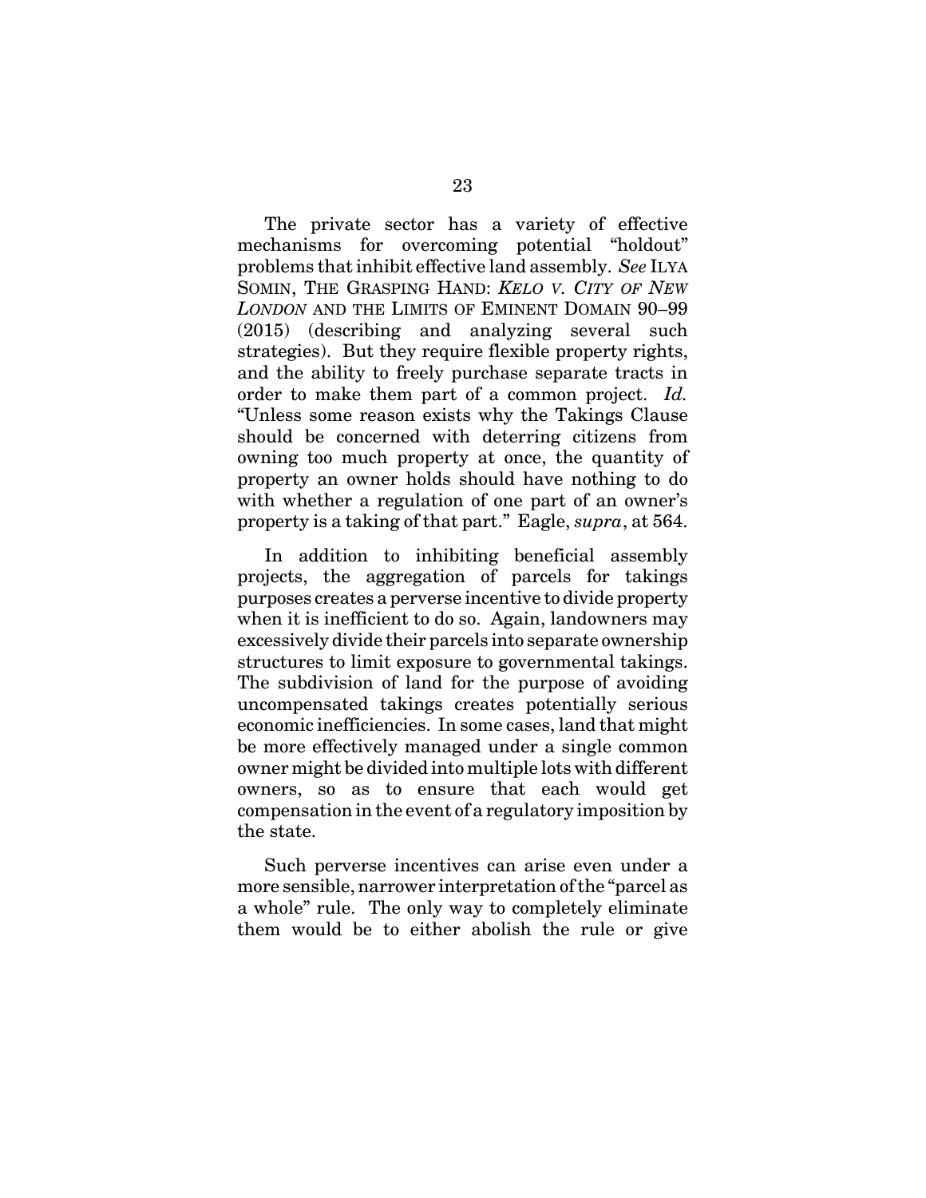The private sector has a variety of effective mechanisms for overcoming potential "holdout" problems that inhibit effective land assembly. *See* ILYA SOMIN, THE GRASPING HAND: *KELO V. CITY OF NEW LONDON* AND THE LIMITS OF EMINENT DOMAIN 90–99 (2015) (describing and analyzing several such strategies). But they require flexible property rights, and the ability to freely purchase separate tracts in order to make them part of a common project. *Id.* "Unless some reason exists why the Takings Clause should be concerned with deterring citizens from owning too much property at once, the quantity of property an owner holds should have nothing to do with whether a regulation of one part of an owner's property is a taking of that part." Eagle, *supra*, at 564.

In addition to inhibiting beneficial assembly projects, the aggregation of parcels for takings purposes creates a perverse incentive to divide property when it is inefficient to do so. Again, landowners may excessively divide their parcels into separate ownership structures to limit exposure to governmental takings. The subdivision of land for the purpose of avoiding uncompensated takings creates potentially serious economic inefficiencies. In some cases, land that might be more effectively managed under a single common owner might be divided into multiple lots with different owners, so as to ensure that each would get compensation in the event of a regulatory imposition by the state.

Such perverse incentives can arise even under a more sensible, narrower interpretation of the "parcel as a whole" rule. The only way to completely eliminate them would be to either abolish the rule or give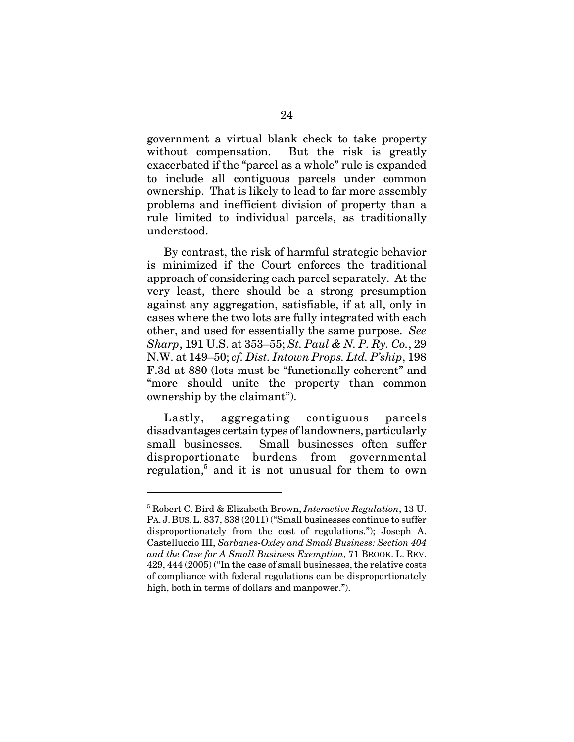government a virtual blank check to take property without compensation. But the risk is greatly exacerbated if the "parcel as a whole" rule is expanded to include all contiguous parcels under common ownership. That is likely to lead to far more assembly problems and inefficient division of property than a rule limited to individual parcels, as traditionally understood.

By contrast, the risk of harmful strategic behavior is minimized if the Court enforces the traditional approach of considering each parcel separately. At the very least, there should be a strong presumption against any aggregation, satisfiable, if at all, only in cases where the two lots are fully integrated with each other, and used for essentially the same purpose. *See Sharp*, 191 U.S. at 353–55; *St. Paul & N. P. Ry. Co.*, 29 N.W. at 149–50; *cf. Dist. Intown Props. Ltd. P'ship*, 198 F.3d at 880 (lots must be "functionally coherent" and "more should unite the property than common ownership by the claimant").

Lastly, aggregating contiguous parcels disadvantages certain types of landowners, particularly small businesses. Small businesses often suffer disproportionate burdens from governmental regulation,[5] and it is not unusual for them to own

---

[5] Robert C. Bird & Elizabeth Brown, *Interactive Regulation*, 13 U. PA. J. BUS. L. 837, 838 (2011) ("Small businesses continue to suffer disproportionately from the cost of regulations."); Joseph A. Castelluccio III, *Sarbanes-Oxley and Small Business: Section 404 and the Case for A Small Business Exemption*, 71 BROOK. L. REV. 429, 444 (2005) ("In the case of small businesses, the relative costs of compliance with federal regulations can be disproportionately high, both in terms of dollars and manpower.").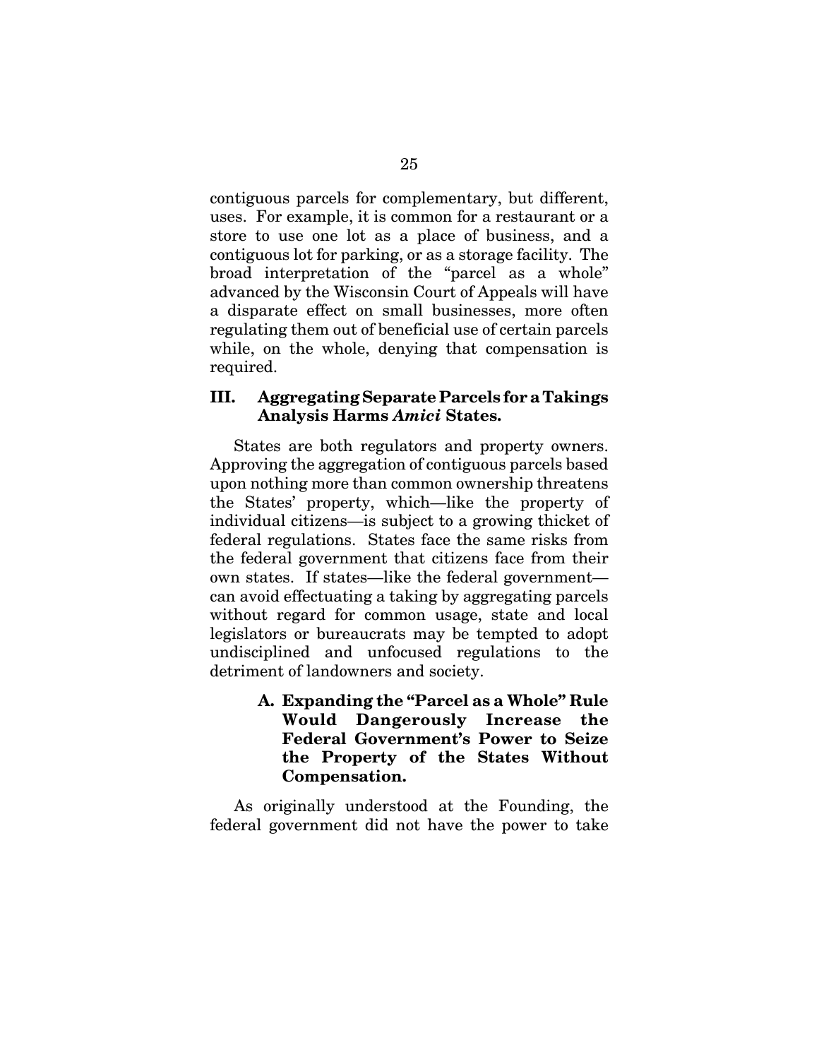contiguous parcels for complementary, but different, uses. For example, it is common for a restaurant or a store to use one lot as a place of business, and a contiguous lot for parking, or as a storage facility. The broad interpretation of the "parcel as a whole" advanced by the Wisconsin Court of Appeals will have a disparate effect on small businesses, more often regulating them out of beneficial use of certain parcels while, on the whole, denying that compensation is required.

## III. Aggregating Separate Parcels for a Takings Analysis Harms *Amici* States.

States are both regulators and property owners. Approving the aggregation of contiguous parcels based upon nothing more than common ownership threatens the States' property, which—like the property of individual citizens—is subject to a growing thicket of federal regulations. States face the same risks from the federal government that citizens face from their own states. If states—like the federal government—can avoid effectuating a taking by aggregating parcels without regard for common usage, state and local legislators or bureaucrats may be tempted to adopt undisciplined and unfocused regulations to the detriment of landowners and society.

### A. Expanding the "Parcel as a Whole" Rule Would Dangerously Increase the Federal Government's Power to Seize the Property of the States Without Compensation.

As originally understood at the Founding, the federal government did not have the power to take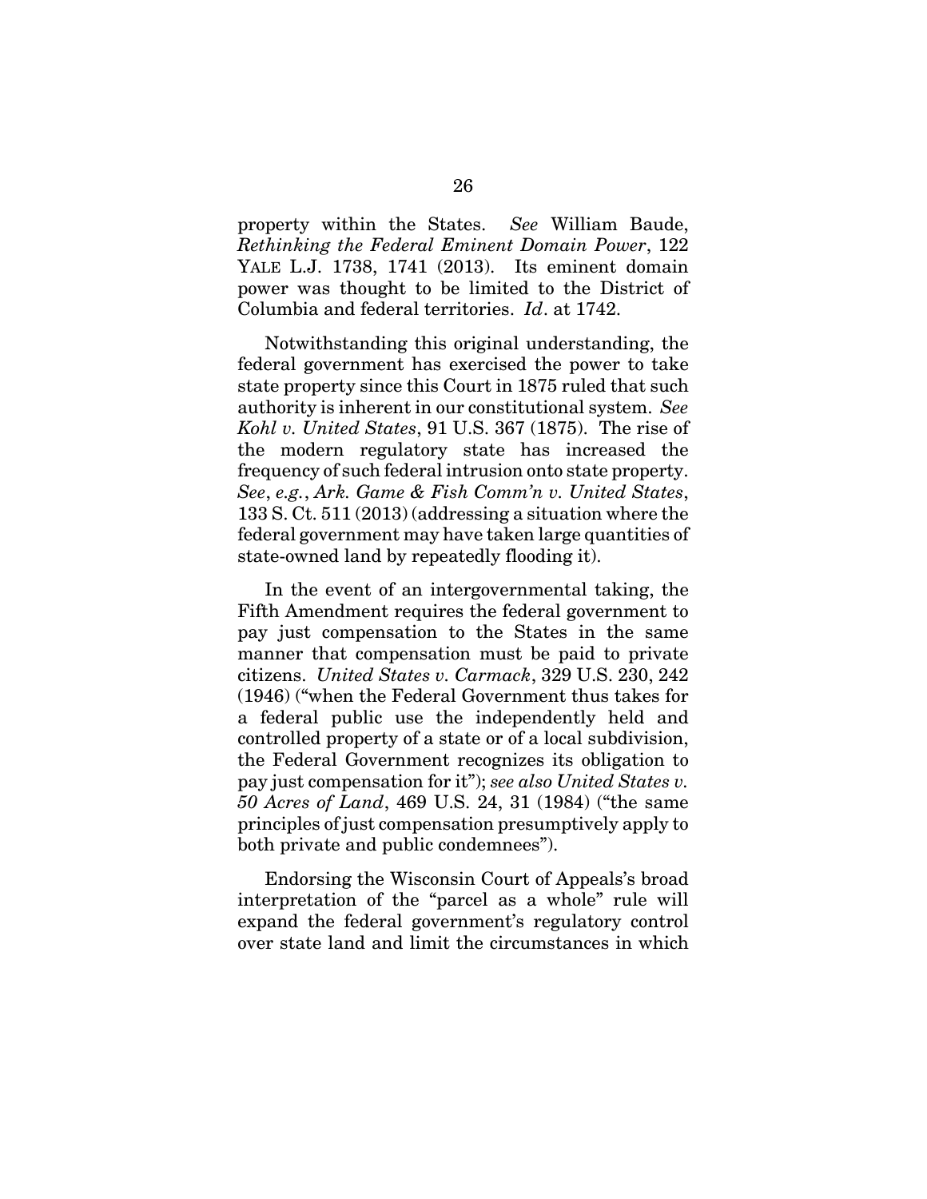property within the States. *See* William Baude, *Rethinking the Federal Eminent Domain Power*, 122 YALE L.J. 1738, 1741 (2013). Its eminent domain power was thought to be limited to the District of Columbia and federal territories. *Id*. at 1742.

Notwithstanding this original understanding, the federal government has exercised the power to take state property since this Court in 1875 ruled that such authority is inherent in our constitutional system. *See Kohl v. United States*, 91 U.S. 367 (1875). The rise of the modern regulatory state has increased the frequency of such federal intrusion onto state property. *See*, *e.g.*, *Ark. Game & Fish Comm'n v. United States*, 133 S. Ct. 511 (2013) (addressing a situation where the federal government may have taken large quantities of state-owned land by repeatedly flooding it).

In the event of an intergovernmental taking, the Fifth Amendment requires the federal government to pay just compensation to the States in the same manner that compensation must be paid to private citizens. *United States v. Carmack*, 329 U.S. 230, 242 (1946) ("when the Federal Government thus takes for a federal public use the independently held and controlled property of a state or of a local subdivision, the Federal Government recognizes its obligation to pay just compensation for it"); *see also United States v. 50 Acres of Land*, 469 U.S. 24, 31 (1984) ("the same principles of just compensation presumptively apply to both private and public condemnees").

Endorsing the Wisconsin Court of Appeals's broad interpretation of the "parcel as a whole" rule will expand the federal government's regulatory control over state land and limit the circumstances in which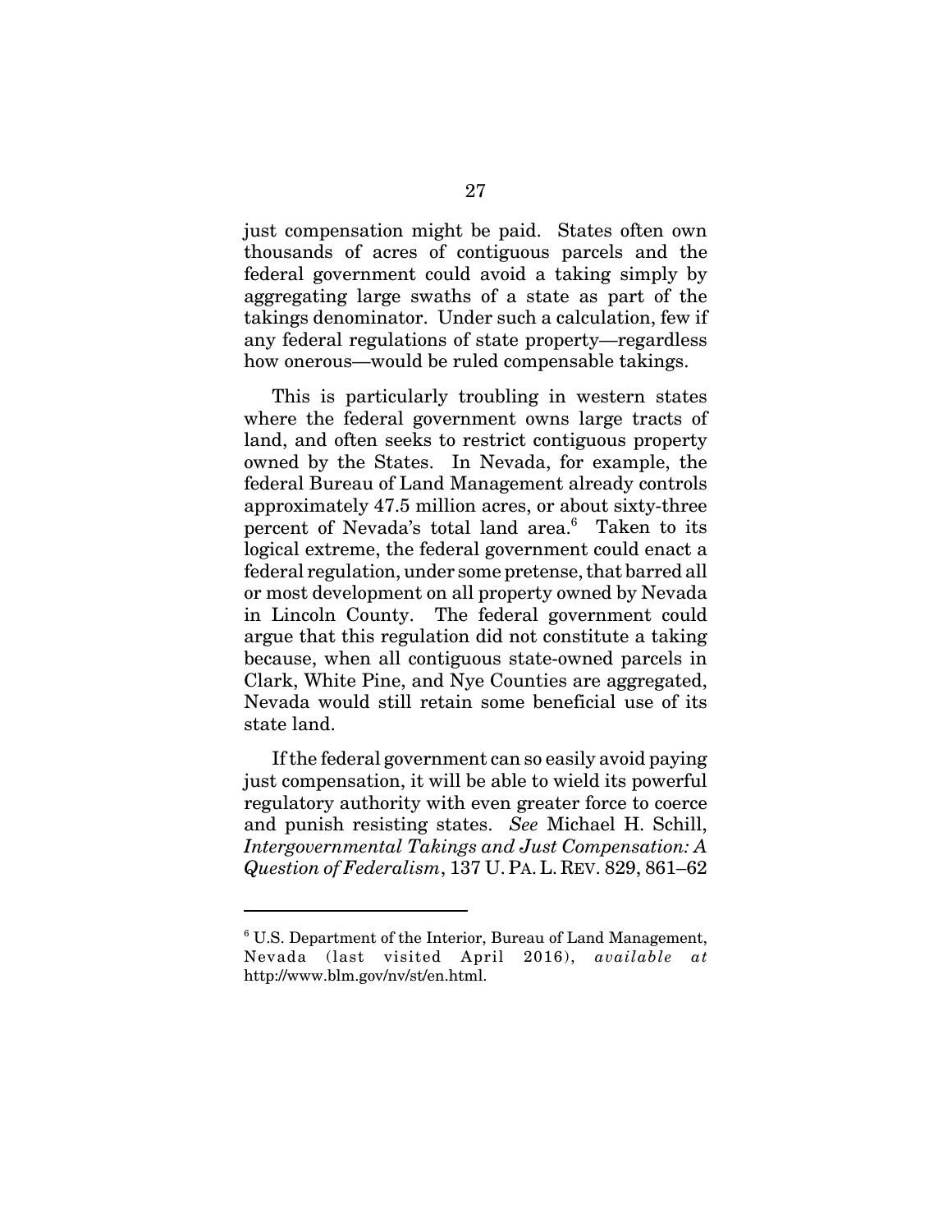just compensation might be paid. States often own thousands of acres of contiguous parcels and the federal government could avoid a taking simply by aggregating large swaths of a state as part of the takings denominator. Under such a calculation, few if any federal regulations of state property—regardless how onerous—would be ruled compensable takings.

This is particularly troubling in western states where the federal government owns large tracts of land, and often seeks to restrict contiguous property owned by the States. In Nevada, for example, the federal Bureau of Land Management already controls approximately 47.5 million acres, or about sixty-three percent of Nevada's total land area.[6] Taken to its logical extreme, the federal government could enact a federal regulation, under some pretense, that barred all or most development on all property owned by Nevada in Lincoln County. The federal government could argue that this regulation did not constitute a taking because, when all contiguous state-owned parcels in Clark, White Pine, and Nye Counties are aggregated, Nevada would still retain some beneficial use of its state land.

If the federal government can so easily avoid paying just compensation, it will be able to wield its powerful regulatory authority with even greater force to coerce and punish resisting states. *See* Michael H. Schill, *Intergovernmental Takings and Just Compensation: A Question of Federalism*, 137 U. PA. L. REV. 829, 861–62

---

[6] U.S. Department of the Interior, Bureau of Land Management, Nevada (last visited April 2016), *available at* http://www.blm.gov/nv/st/en.html.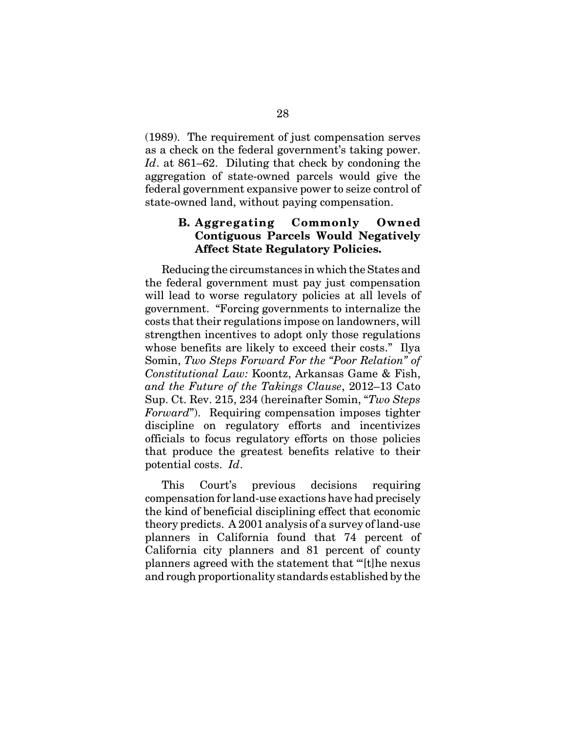(1989). The requirement of just compensation serves as a check on the federal government's taking power. *Id*. at 861–62. Diluting that check by condoning the aggregation of state-owned parcels would give the federal government expansive power to seize control of state-owned land, without paying compensation.

### B. Aggregating Commonly Owned Contiguous Parcels Would Negatively Affect State Regulatory Policies.

Reducing the circumstances in which the States and the federal government must pay just compensation will lead to worse regulatory policies at all levels of government. "Forcing governments to internalize the costs that their regulations impose on landowners, will strengthen incentives to adopt only those regulations whose benefits are likely to exceed their costs." Ilya Somin, *Two Steps Forward For the "Poor Relation" of Constitutional Law:* Koontz, Arkansas Game & Fish, *and the Future of the Takings Clause*, 2012–13 Cato Sup. Ct. Rev. 215, 234 (hereinafter Somin, "*Two Steps Forward*"). Requiring compensation imposes tighter discipline on regulatory efforts and incentivizes officials to focus regulatory efforts on those policies that produce the greatest benefits relative to their potential costs. *Id*.

This Court's previous decisions requiring compensation for land-use exactions have had precisely the kind of beneficial disciplining effect that economic theory predicts. A 2001 analysis of a survey of land-use planners in California found that 74 percent of California city planners and 81 percent of county planners agreed with the statement that "'[t]he nexus and rough proportionality standards established by the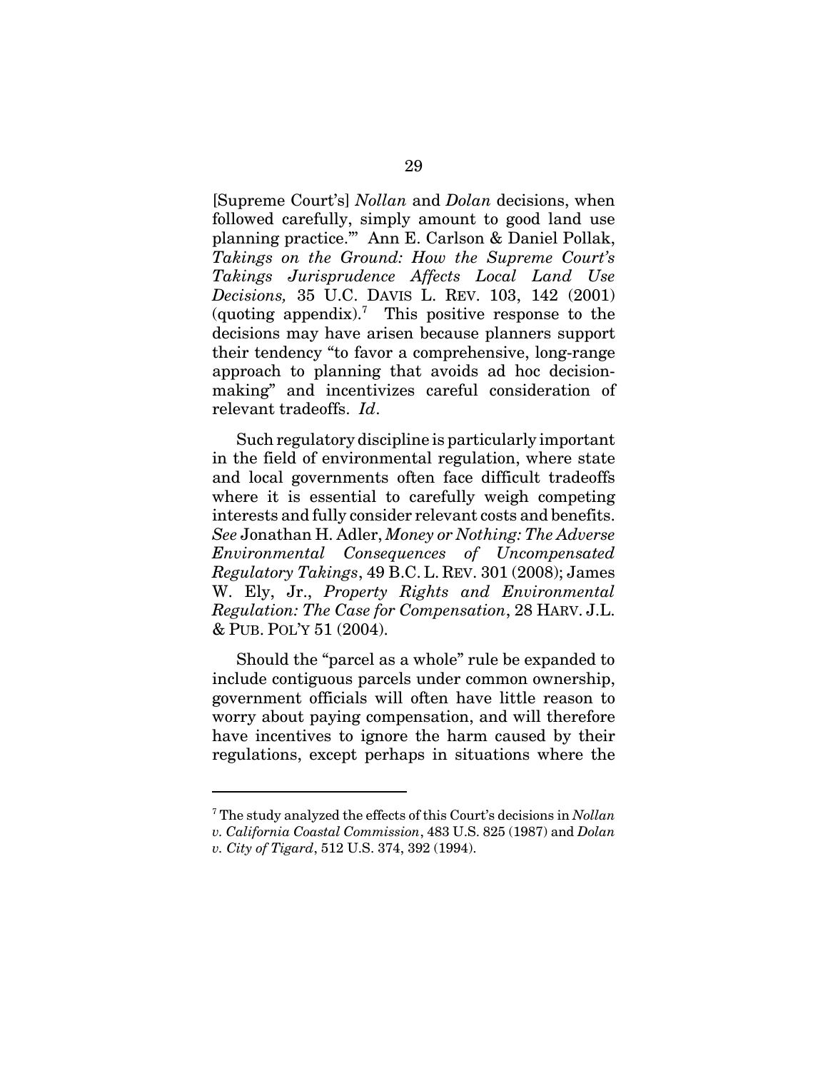[Supreme Court's] *Nollan* and *Dolan* decisions, when followed carefully, simply amount to good land use planning practice.'" Ann E. Carlson & Daniel Pollak, *Takings on the Ground: How the Supreme Court's Takings Jurisprudence Affects Local Land Use Decisions,* 35 U.C. DAVIS L. REV. 103, 142 (2001) (quoting appendix).[7] This positive response to the decisions may have arisen because planners support their tendency "to favor a comprehensive, long-range approach to planning that avoids ad hoc decision-making" and incentivizes careful consideration of relevant tradeoffs. *Id*.

Such regulatory discipline is particularly important in the field of environmental regulation, where state and local governments often face difficult tradeoffs where it is essential to carefully weigh competing interests and fully consider relevant costs and benefits. *See* Jonathan H. Adler, *Money or Nothing: The Adverse Environmental Consequences of Uncompensated Regulatory Takings*, 49 B.C. L. REV. 301 (2008); James W. Ely, Jr., *Property Rights and Environmental Regulation: The Case for Compensation*, 28 HARV. J.L. & PUB. POL'Y 51 (2004).

Should the "parcel as a whole" rule be expanded to include contiguous parcels under common ownership, government officials will often have little reason to worry about paying compensation, and will therefore have incentives to ignore the harm caused by their regulations, except perhaps in situations where the

[7] The study analyzed the effects of this Court's decisions in *Nollan v. California Coastal Commission*, 483 U.S. 825 (1987) and *Dolan v. City of Tigard*, 512 U.S. 374, 392 (1994).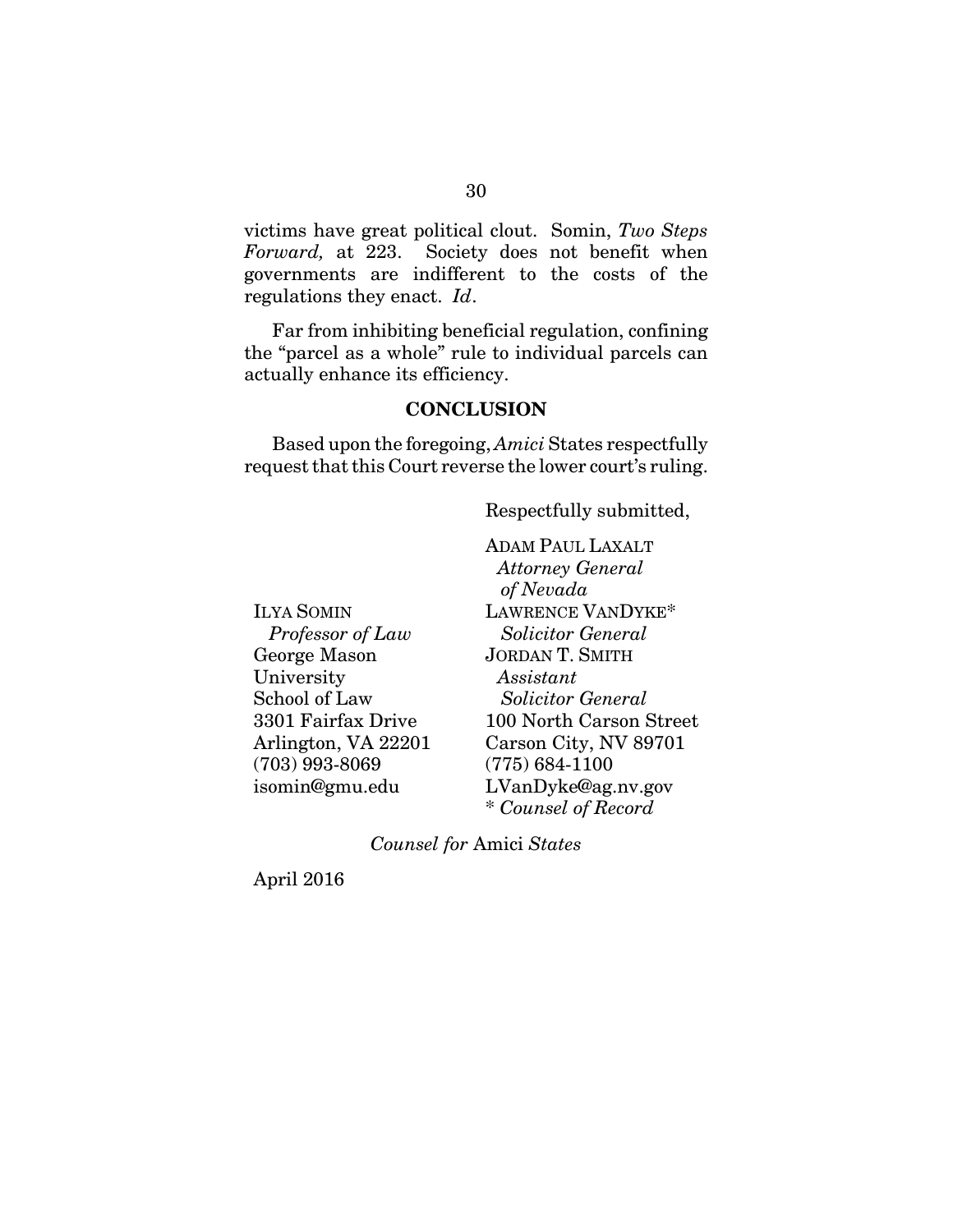victims have great political clout. Somin, *Two Steps Forward,* at 223. Society does not benefit when governments are indifferent to the costs of the regulations they enact. *Id*.

Far from inhibiting beneficial regulation, confining the "parcel as a whole" rule to individual parcels can actually enhance its efficiency.

## CONCLUSION

Based upon the foregoing, *Amici* States respectfully request that this Court reverse the lower court's ruling.

Respectfully submitted,

ADAM PAUL LAXALT
*Attorney General of Nevada*
LAWRENCE VANDYKE*
*Solicitor General*
JORDAN T. SMITH
*Assistant Solicitor General*
100 North Carson Street
Carson City, NV 89701
(775) 684-1100
LVanDyke@ag.nv.gov
\* *Counsel of Record*

ILYA SOMIN
*Professor of Law*
George Mason University
School of Law
3301 Fairfax Drive
Arlington, VA 22201
(703) 993-8069
isomin@gmu.edu

*Counsel for* Amici *States*

April 2016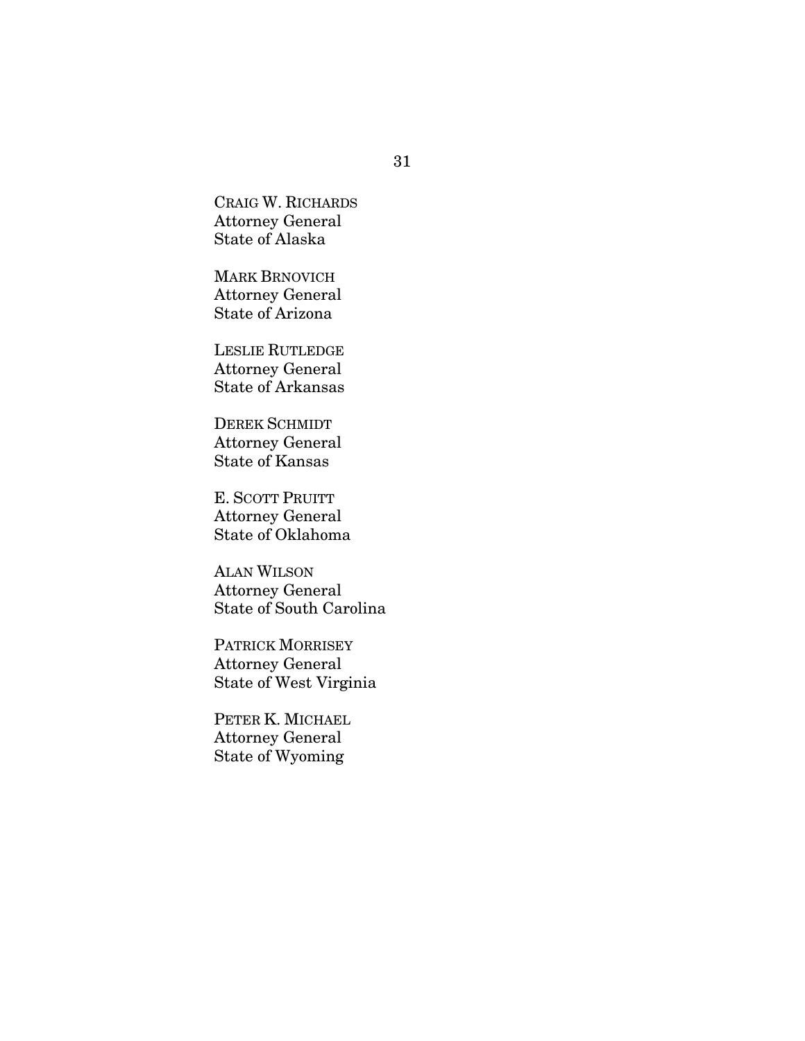CRAIG W. RICHARDS  
Attorney General  
State of Alaska

MARK BRNOVICH  
Attorney General  
State of Arizona

LESLIE RUTLEDGE  
Attorney General  
State of Arkansas

DEREK SCHMIDT  
Attorney General  
State of Kansas

E. SCOTT PRUITT  
Attorney General  
State of Oklahoma

ALAN WILSON  
Attorney General  
State of South Carolina

PATRICK MORRISEY  
Attorney General  
State of West Virginia

PETER K. MICHAEL  
Attorney General  
State of Wyoming